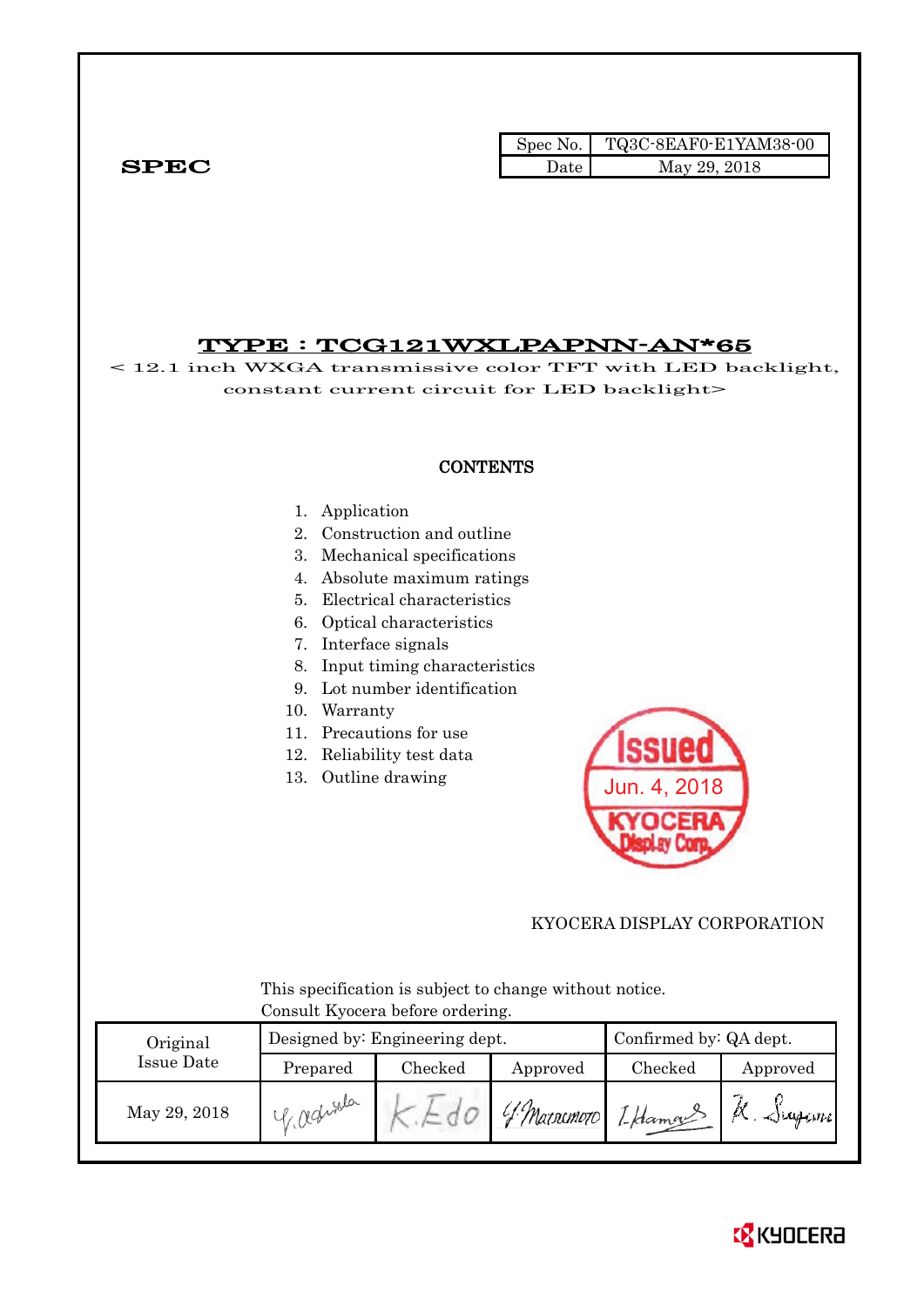**SPEC**

| Spec No. | TQ3C-8EAF0-E1YAM38-00 |
| --- | --- |
| Date | May 29, 2018 |

# TYPE : TCG121WXLPAPNN-AN*65

< 12.1 inch WXGA transmissive color TFT with LED backlight, constant current circuit for LED backlight>

## CONTENTS

1. Application
2. Construction and outline
3. Mechanical specifications
4. Absolute maximum ratings
5. Electrical characteristics
6. Optical characteristics
7. Interface signals
8. Input timing characteristics
9. Lot number identification
10. Warranty
11. Precautions for use
12. Reliability test data
13. Outline drawing

Issued
Jun. 4, 2018
KYOCERA Display Corp.

KYOCERA DISPLAY CORPORATION

This specification is subject to change without notice.
Consult Kyocera before ordering.

| Original Issue Date | Designed by: Engineering dept. | | | Confirmed by: QA dept. | |
| --- | --- | --- | --- | --- | --- |
| | Prepared | Checked | Approved | Checked | Approved |
| May 29, 2018 | Y. Oshida | K. Edo | Y. Matsumoto | I. Hamano | K. Sugiura |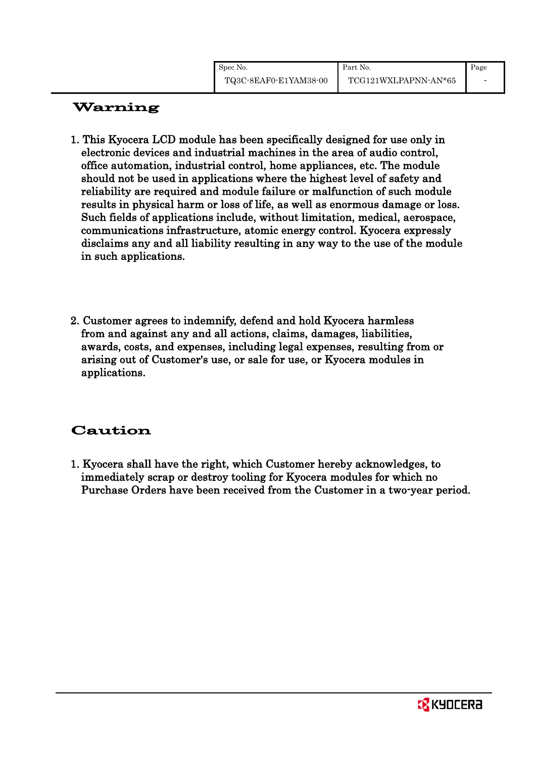## Warning

1. This Kyocera LCD module has been specifically designed for use only in electronic devices and industrial machines in the area of audio control, office automation, industrial control, home appliances, etc. The module should not be used in applications where the highest level of safety and reliability are required and module failure or malfunction of such module results in physical harm or loss of life, as well as enormous damage or loss. Such fields of applications include, without limitation, medical, aerospace, communications infrastructure, atomic energy control. Kyocera expressly disclaims any and all liability resulting in any way to the use of the module in such applications.

2. Customer agrees to indemnify, defend and hold Kyocera harmless from and against any and all actions, claims, damages, liabilities, awards, costs, and expenses, including legal expenses, resulting from or arising out of Customer's use, or sale for use, or Kyocera modules in applications.

## Caution

1. Kyocera shall have the right, which Customer hereby acknowledges, to immediately scrap or destroy tooling for Kyocera modules for which no Purchase Orders have been received from the Customer in a two-year period.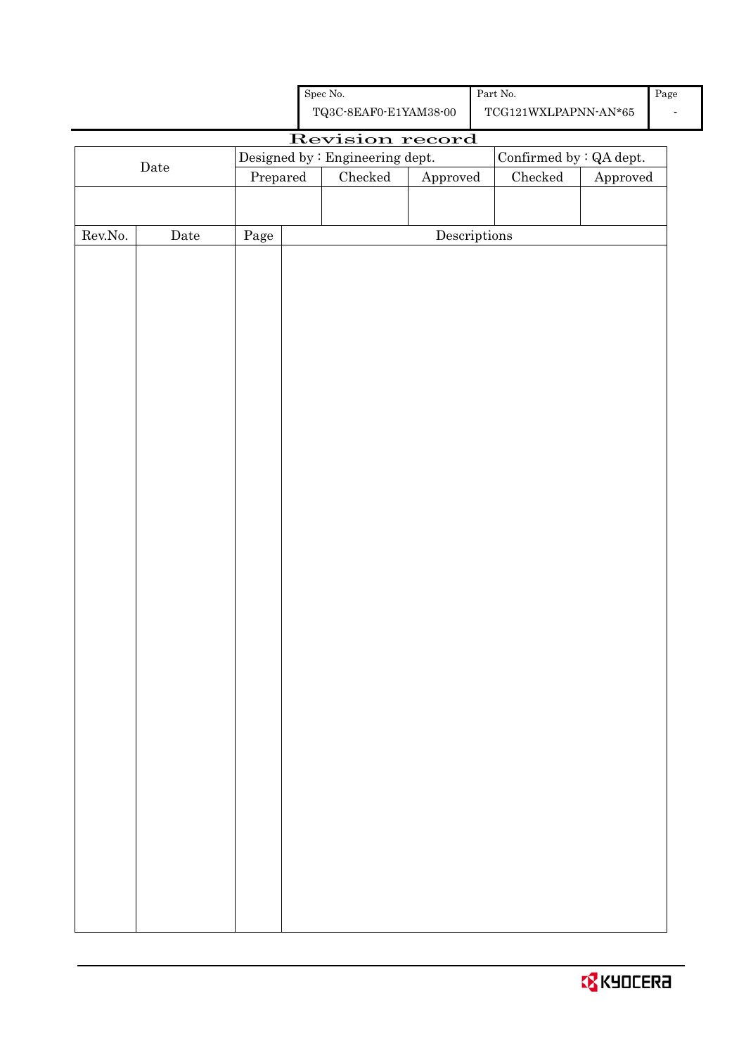| Spec No. | Part No. | Page |
| --- | --- | --- |
| TQ3C-8EAF0-E1YAM38-00 | TCG121WXLPAPNN-AN*65 | - |

# Revision record

| Date | Designed by : Engineering dept. | | | Confirmed by : QA dept. | |
| --- | --- | --- | --- | --- | --- |
| | Prepared | Checked | Approved | Checked | Approved |
| | | | | | |

| Rev.No. | Date | Page | Descriptions |
| --- | --- | --- | --- |
| | | | |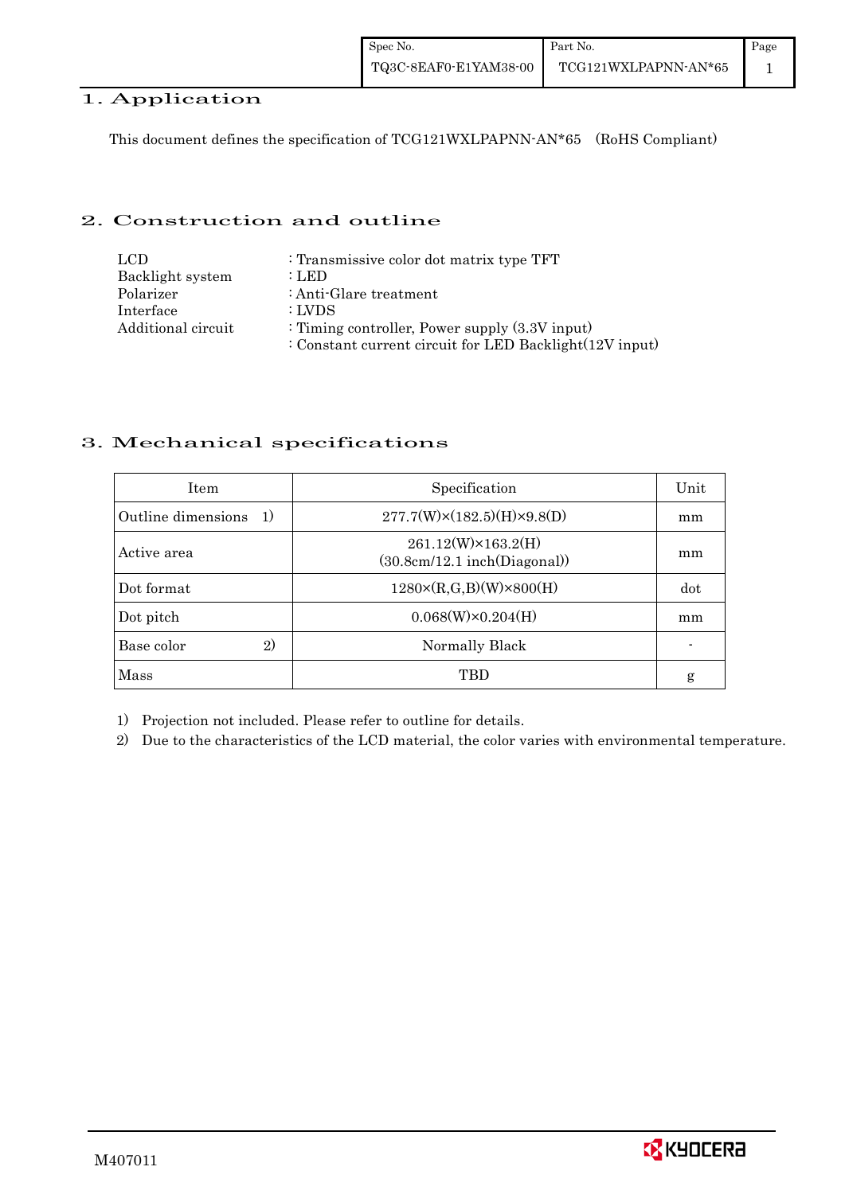## 1. Application

This document defines the specification of TCG121WXLPAPNN-AN*65 (RoHS Compliant)

## 2. Construction and outline

| | |
|---|---|
| LCD | : Transmissive color dot matrix type TFT |
| Backlight system | : LED |
| Polarizer | : Anti-Glare treatment |
| Interface | : LVDS |
| Additional circuit | : Timing controller, Power supply (3.3V input) |
| | : Constant current circuit for LED Backlight(12V input) |

## 3. Mechanical specifications

| Item | Specification | Unit |
|---|---|---|
| Outline dimensions 1) | 277.7(W)×(182.5)(H)×9.8(D) | mm |
| Active area | 261.12(W)×163.2(H) (30.8cm/12.1 inch(Diagonal)) | mm |
| Dot format | 1280×(R,G,B)(W)×800(H) | dot |
| Dot pitch | 0.068(W)×0.204(H) | mm |
| Base color 2) | Normally Black | - |
| Mass | TBD | g |

1) Projection not included. Please refer to outline for details.

2) Due to the characteristics of the LCD material, the color varies with environmental temperature.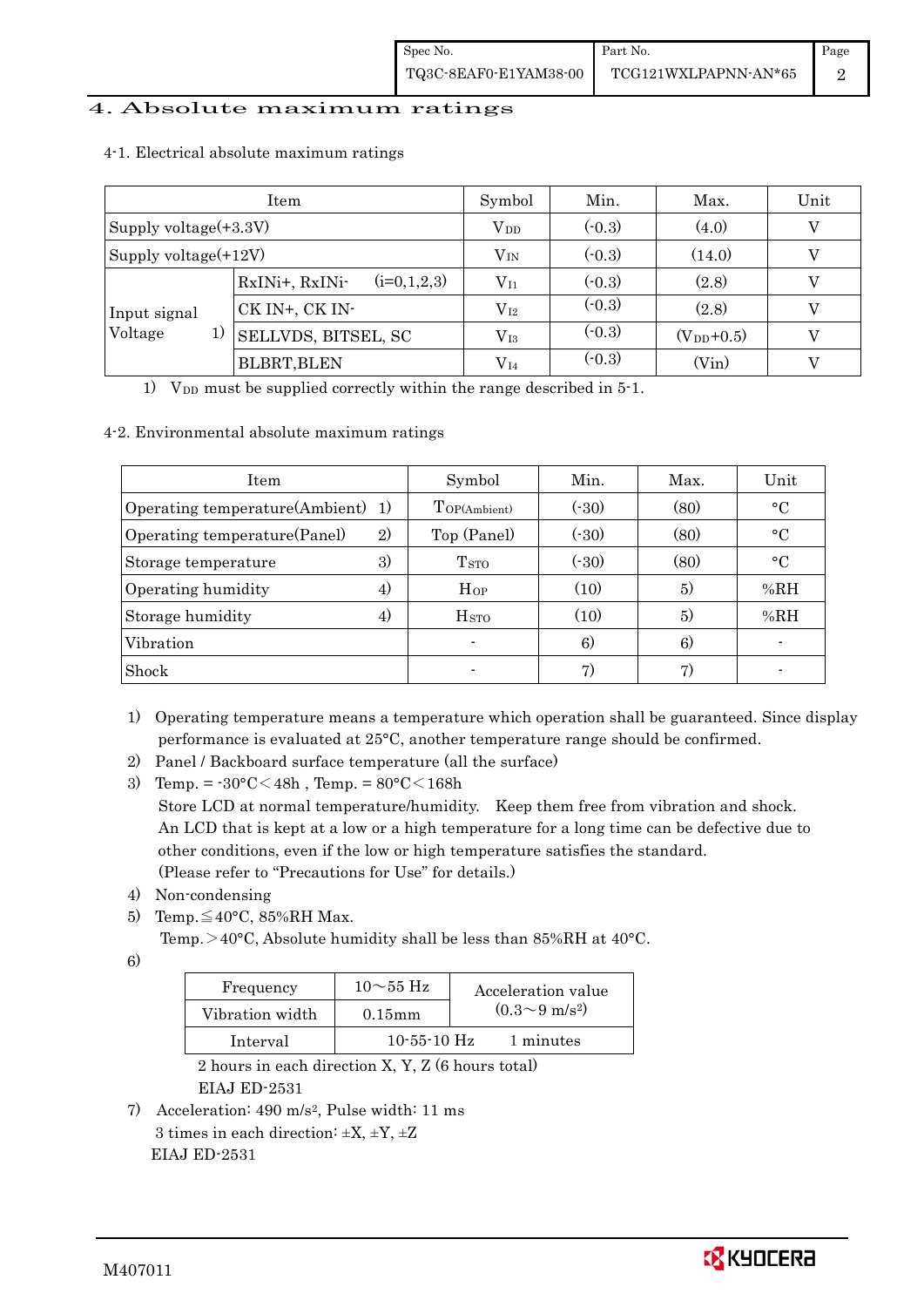# 4. Absolute maximum ratings

4-1. Electrical absolute maximum ratings

| Item | | Symbol | Min. | Max. | Unit |
|---|---|---|---|---|---|
| Supply voltage(+3.3V) | | $V_{DD}$ | (-0.3) | (4.0) | V |
| Supply voltage(+12V) | | $V_{IN}$ | (-0.3) | (14.0) | V |
| Input signal Voltage 1) | RxINi+, RxINi- (i=0,1,2,3) | $V_{I1}$ | (-0.3) | (2.8) | V |
| | CK IN+, CK IN- | $V_{I2}$ | (-0.3) | (2.8) | V |
| | SELLVDS, BITSEL, SC | $V_{I3}$ | (-0.3) | ($V_{DD}$+0.5) | V |
| | BLBRT,BLEN | $V_{I4}$ | (-0.3) | (Vin) | V |

1) $V_{DD}$ must be supplied correctly within the range described in 5-1.

4-2. Environmental absolute maximum ratings

| Item | Symbol | Min. | Max. | Unit |
|---|---|---|---|---|
| Operating temperature(Ambient) 1) | $T_{OP(Ambient)}$ | (-30) | (80) | °C |
| Operating temperature(Panel) 2) | Top (Panel) | (-30) | (80) | °C |
| Storage temperature 3) | $T_{STO}$ | (-30) | (80) | °C |
| Operating humidity 4) | $H_{OP}$ | (10) | 5) | %RH |
| Storage humidity 4) | $H_{STO}$ | (10) | 5) | %RH |
| Vibration | - | 6) | 6) | - |
| Shock | - | 7) | 7) | - |

1) Operating temperature means a temperature which operation shall be guaranteed. Since display performance is evaluated at 25°C, another temperature range should be confirmed.
2) Panel / Backboard surface temperature (all the surface)
3) Temp. = -30°C＜48h , Temp. = 80°C＜168h
   Store LCD at normal temperature/humidity. Keep them free from vibration and shock.
   An LCD that is kept at a low or a high temperature for a long time can be defective due to other conditions, even if the low or high temperature satisfies the standard.
   (Please refer to "Precautions for Use" for details.)
4) Non-condensing
5) Temp.≦40°C, 85%RH Max.
   Temp.＞40°C, Absolute humidity shall be less than 85%RH at 40°C.
6)

| Frequency | 10～55 Hz | Acceleration value ($0.3\sim9$ m/s²) |
|---|---|---|
| Vibration width | 0.15mm | |
| Interval | 10-55-10 Hz | 1 minutes |

   2 hours in each direction X, Y, Z (6 hours total)
   EIAJ ED-2531

7) Acceleration: 490 m/s², Pulse width: 11 ms
   3 times in each direction: ±X, ±Y, ±Z
   EIAJ ED-2531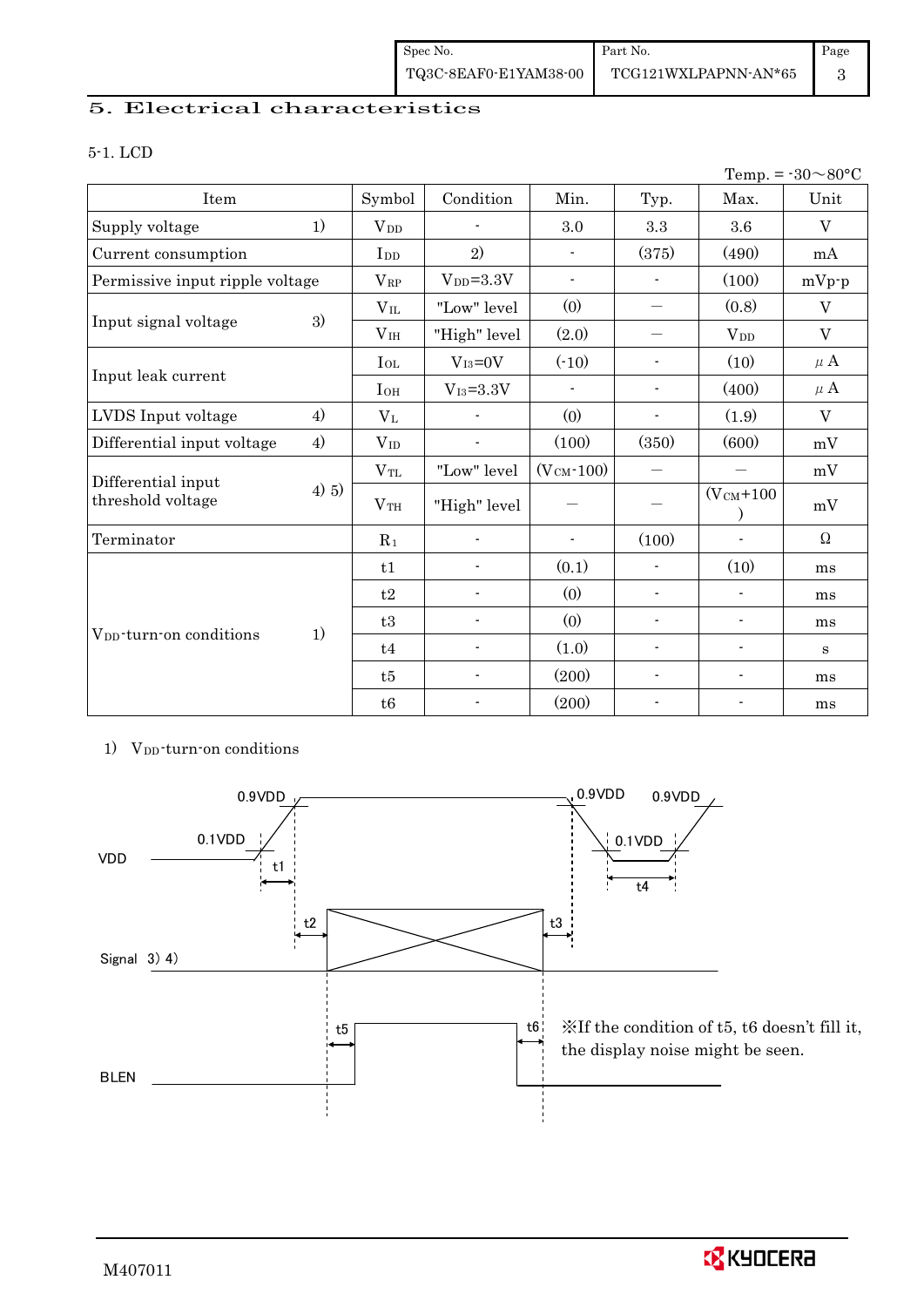## 5. Electrical characteristics

### 5-1. LCD

Temp. = -30～80°C

| Item | | Symbol | Condition | Min. | Typ. | Max. | Unit |
|---|---|---|---|---|---|---|---|
| Supply voltage | 1) | $V_{DD}$ | - | 3.0 | 3.3 | 3.6 | V |
| Current consumption | | $I_{DD}$ | 2) | - | (375) | (490) | mA |
| Permissive input ripple voltage | | $V_{RP}$ | $V_{DD}$=3.3V | - | - | (100) | mVp-p |
| Input signal voltage | 3) | $V_{IL}$ | "Low" level | (0) | — | (0.8) | V |
| | | $V_{IH}$ | "High" level | (2.0) | — | $V_{DD}$ | V |
| Input leak current | | $I_{OL}$ | $V_{I3}$=0V | (-10) | - | (10) | μA |
| | | $I_{OH}$ | $V_{I3}$=3.3V | - | - | (400) | μA |
| LVDS Input voltage | 4) | $V_L$ | - | (0) | - | (1.9) | V |
| Differential input voltage | 4) | $V_{ID}$ | - | (100) | (350) | (600) | mV |
| Differential input threshold voltage | 4) 5) | $V_{TL}$ | "Low" level | ($V_{CM}$-100) | — | — | mV |
| | | $V_{TH}$ | "High" level | — | — | ($V_{CM}$+100) | mV |
| Terminator | | $R_1$ | - | - | (100) | - | Ω |
| $V_{DD}$-turn-on conditions | 1) | t1 | - | (0.1) | - | (10) | ms |
| | | t2 | - | (0) | - | - | ms |
| | | t3 | - | (0) | - | - | ms |
| | | t4 | - | (1.0) | - | - | s |
| | | t5 | - | (200) | - | - | ms |
| | | t6 | - | (200) | - | - | ms |

1) $V_{DD}$-turn-on conditions

VDD: 0.1VDD, 0.9VDD, 0.9VDD, 0.1VDD, 0.9VDD, t1, t4

Signal 3) 4): t2, t3

BLEN: t5, t6

※If the condition of t5, t6 doesn't fill it, the display noise might be seen.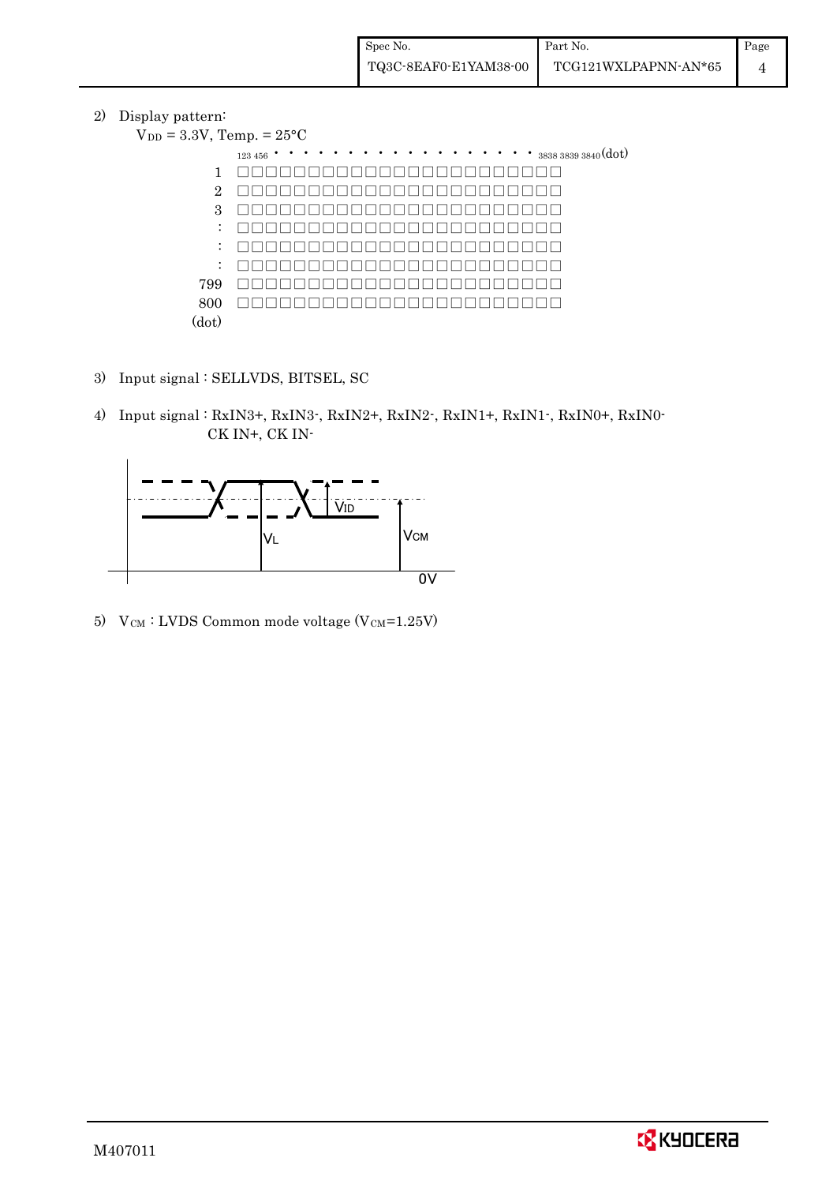2) Display pattern:

$V_{DD}$ = 3.3V, Temp. = 25°C

```
        1 2 3 4 5 6 • • • • • • • • • • • • • • • • • • 3838 3839 3840 (dot)
  1     □□□□□□□□□□□□□□□□□□□□□□□□
  2     □□□□□□□□□□□□□□□□□□□□□□□□
  3     □□□□□□□□□□□□□□□□□□□□□□□□
  :     □□□□□□□□□□□□□□□□□□□□□□□□
  :     □□□□□□□□□□□□□□□□□□□□□□□□
  :     □□□□□□□□□□□□□□□□□□□□□□□□
799     □□□□□□□□□□□□□□□□□□□□□□□□
800     □□□□□□□□□□□□□□□□□□□□□□□□
(dot)
```

3) Input signal : SELLVDS, BITSEL, SC

4) Input signal : RxIN3+, RxIN3-, RxIN2+, RxIN2-, RxIN1+, RxIN1-, RxIN0+, RxIN0-
CK IN+, CK IN-

$V_{ID}$ $V_L$ $V_{CM}$ 0V

5) $V_{CM}$ : LVDS Common mode voltage ($V_{CM}$=1.25V)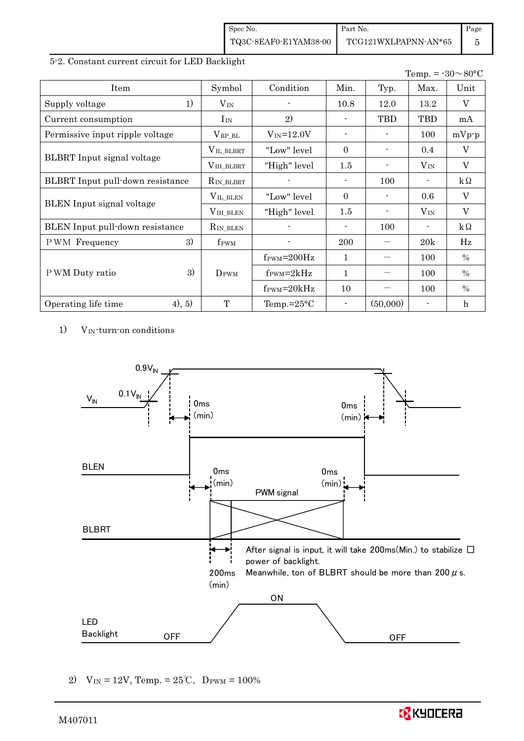## 5-2. Constant current circuit for LED Backlight

Temp. = -30～80°C

| Item | Symbol | Condition | Min. | Typ. | Max. | Unit |
|---|---|---|---|---|---|---|
| Supply voltage 1) | $V_{IN}$ | - | 10.8 | 12.0 | 13.2 | V |
| Current consumption | $I_{IN}$ | 2) | - | TBD | TBD | mA |
| Permissive input ripple voltage | $V_{RP\_BL}$ | $V_{IN}$=12.0V | - | - | 100 | mVp-p |
| BLBRT Input signal voltage | $V_{IL\_BLBRT}$ | "Low" level | 0 | - | 0.4 | V |
| | $V_{IH\_BLBRT}$ | "High" level | 1.5 | - | $V_{IN}$ | V |
| BLBRT Input pull-down resistance | $R_{IN\_BLBRT}$ | - | - | 100 | - | kΩ |
| BLEN Input signal voltage | $V_{IL\_BLEN}$ | "Low" level | 0 | - | 0.6 | V |
| | $V_{IH\_BLEN}$ | "High" level | 1.5 | - | $V_{IN}$ | V |
| BLEN Input pull-down resistance | $R_{IN\_BLEN}$ | - | - | 100 | - | kΩ |
| PWM Frequency 3) | $f_{PWM}$ | - | 200 | — | 20k | Hz |
| PWM Duty ratio 3) | $D_{PWM}$ | $f_{PWM}$=200Hz | 1 | — | 100 | % |
| | | $f_{PWM}$=2kHz | 1 | — | 100 | % |
| | | $f_{PWM}$=20kHz | 10 | — | 100 | % |
| Operating life time 4), 5) | T | Temp.=25°C | - | (50,000) | - | h |

1) $V_{IN}$-turn-on conditions

After signal is input, it will take 200ms(Min.) to stabilize power of backlight.
Meanwhile, ton of BLBRT should be more than 200 μs.

2) $V_{IN}$ = 12V, Temp. = 25℃, $D_{PWM}$ = 100%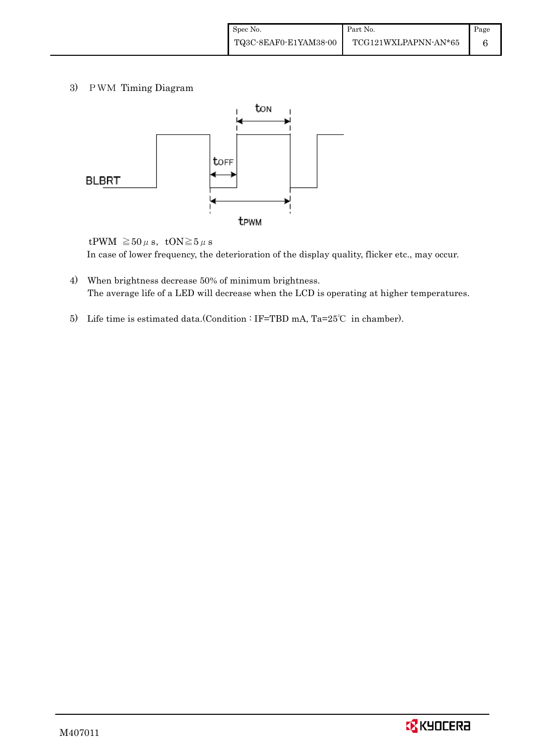3) PWM Timing Diagram

tPWM ≧50μs, tON≧5μs

In case of lower frequency, the deterioration of the display quality, flicker etc., may occur.

4) When brightness decrease 50% of minimum brightness.
   The average life of a LED will decrease when the LCD is operating at higher temperatures.

5) Life time is estimated data.(Condition : IF=TBD mA, Ta=25℃ in chamber).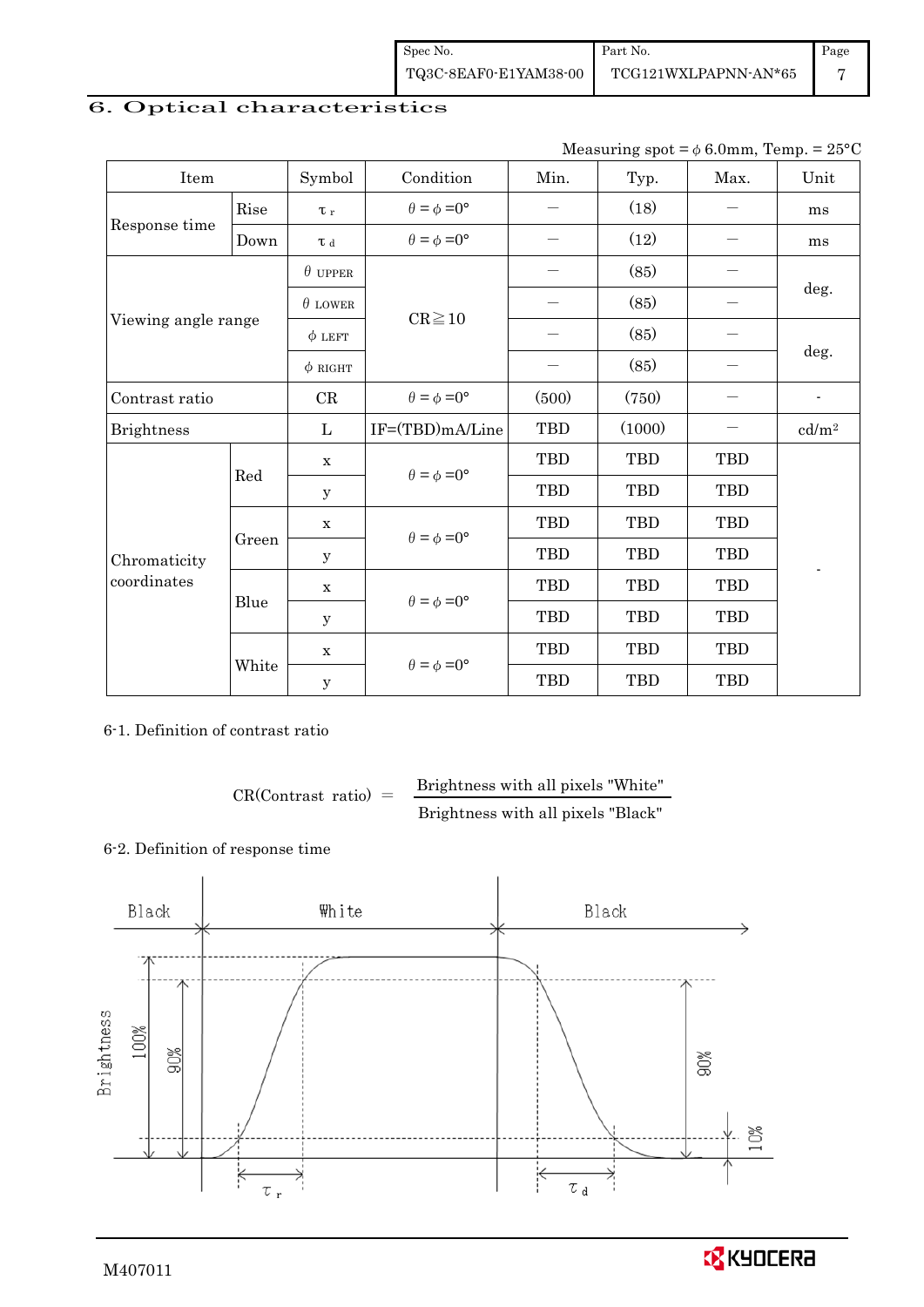## 6. Optical characteristics

Measuring spot = $\phi$ 6.0mm, Temp. = 25°C

| Item | | Symbol | Condition | Min. | Typ. | Max. | Unit |
|---|---|---|---|---|---|---|---|
| Response time | Rise | $\tau_r$ | $\theta = \phi = 0°$ | — | (18) | — | ms |
| | Down | $\tau_d$ | $\theta = \phi = 0°$ | — | (12) | — | ms |
| Viewing angle range | | $\theta$ UPPER | CR≧10 | — | (85) | — | deg. |
| | | $\theta$ LOWER | | — | (85) | — | |
| | | $\phi$ LEFT | | — | (85) | — | deg. |
| | | $\phi$ RIGHT | | — | (85) | — | |
| Contrast ratio | | CR | $\theta = \phi = 0°$ | (500) | (750) | — | - |
| Brightness | | L | IF=(TBD)mA/Line | TBD | (1000) | — | cd/m² |
| Chromaticity coordinates | Red | x | $\theta = \phi = 0°$ | TBD | TBD | TBD | - |
| | | y | | TBD | TBD | TBD | |
| | Green | x | $\theta = \phi = 0°$ | TBD | TBD | TBD | |
| | | y | | TBD | TBD | TBD | |
| | Blue | x | $\theta = \phi = 0°$ | TBD | TBD | TBD | |
| | | y | | TBD | TBD | TBD | |
| | White | x | $\theta = \phi = 0°$ | TBD | TBD | TBD | |
| | | y | | TBD | TBD | TBD | |

6-1. Definition of contrast ratio

$$\text{CR(Contrast ratio)} = \frac{\text{Brightness with all pixels "White"}}{\text{Brightness with all pixels "Black"}}$$

6-2. Definition of response time

Black — White — Black

Brightness 100% 90% 90% 10%

$\tau_r$ $\tau_d$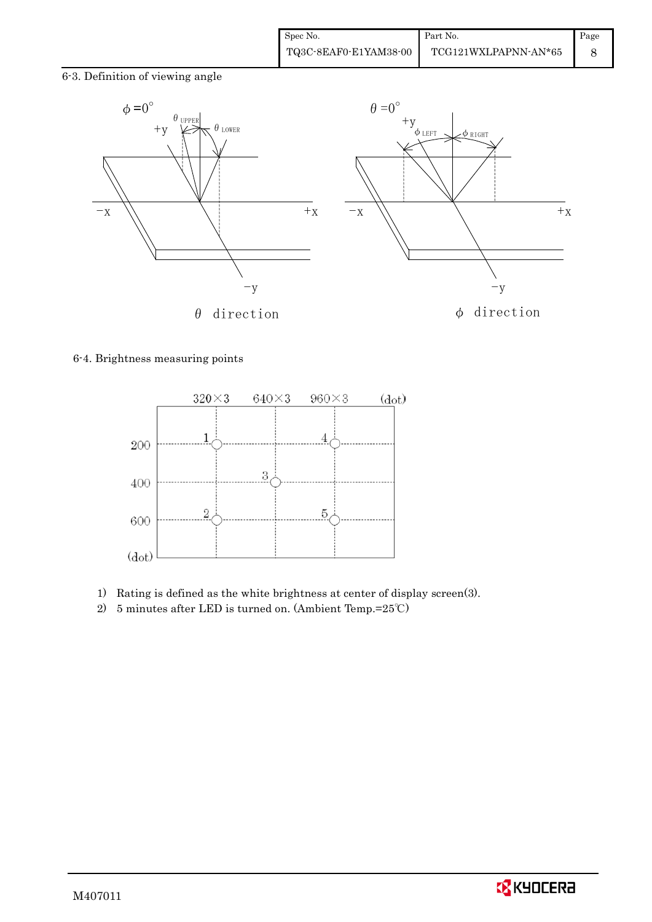6-3. Definition of viewing angle

$\phi = 0°$ — $\theta$ direction

$\theta = 0°$ — $\phi$ direction

6-4. Brightness measuring points

1) Rating is defined as the white brightness at center of display screen(3).
2) 5 minutes after LED is turned on. (Ambient Temp.=25℃)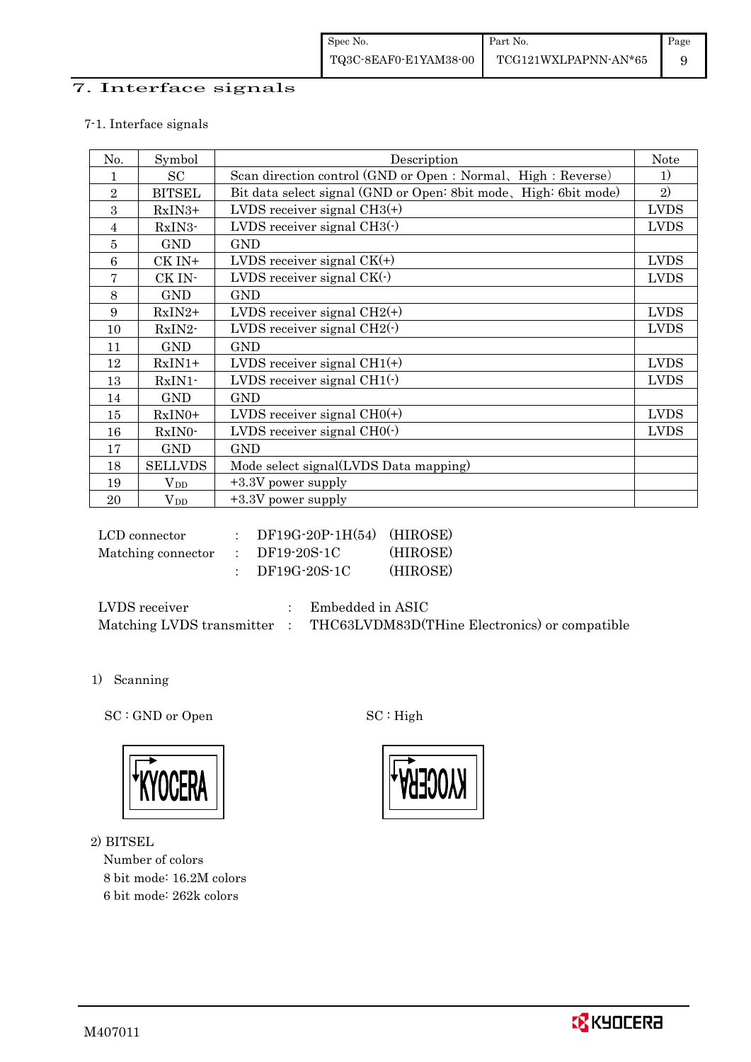# 7. Interface signals

7-1. Interface signals

| No. | Symbol | Description | Note |
|---|---|---|---|
| 1 | SC | Scan direction control (GND or Open : Normal、High : Reverse) | 1) |
| 2 | BITSEL | Bit data select signal (GND or Open: 8bit mode、High: 6bit mode) | 2) |
| 3 | RxIN3+ | LVDS receiver signal CH3(+) | LVDS |
| 4 | RxIN3- | LVDS receiver signal CH3(-) | LVDS |
| 5 | GND | GND | |
| 6 | CK IN+ | LVDS receiver signal CK(+) | LVDS |
| 7 | CK IN- | LVDS receiver signal CK(-) | LVDS |
| 8 | GND | GND | |
| 9 | RxIN2+ | LVDS receiver signal CH2(+) | LVDS |
| 10 | RxIN2- | LVDS receiver signal CH2(-) | LVDS |
| 11 | GND | GND | |
| 12 | RxIN1+ | LVDS receiver signal CH1(+) | LVDS |
| 13 | RxIN1- | LVDS receiver signal CH1(-) | LVDS |
| 14 | GND | GND | |
| 15 | RxIN0+ | LVDS receiver signal CH0(+) | LVDS |
| 16 | RxIN0- | LVDS receiver signal CH0(-) | LVDS |
| 17 | GND | GND | |
| 18 | SELLVDS | Mode select signal(LVDS Data mapping) | |
| 19 | $V_{DD}$ | +3.3V power supply | |
| 20 | $V_{DD}$ | +3.3V power supply | |

LCD connector : DF19G-20P-1H(54) (HIROSE)
Matching connector : DF19-20S-1C (HIROSE)
: DF19G-20S-1C (HIROSE)

LVDS receiver : Embedded in ASIC
Matching LVDS transmitter : THC63LVDM83D(THine Electronics) or compatible

1) Scanning

SC : GND or Open

SC : High

2) BITSEL
Number of colors
8 bit mode: 16.2M colors
6 bit mode: 262k colors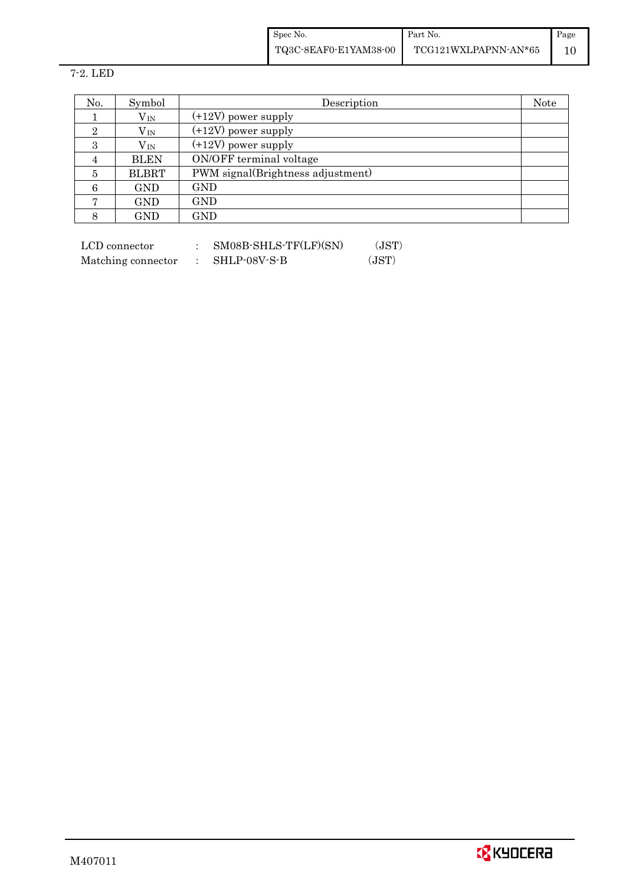7-2. LED

| No. | Symbol | Description | Note |
|---|---|---|---|
| 1 | $V_{IN}$ | (+12V) power supply | |
| 2 | $V_{IN}$ | (+12V) power supply | |
| 3 | $V_{IN}$ | (+12V) power supply | |
| 4 | BLEN | ON/OFF terminal voltage | |
| 5 | BLBRT | PWM signal(Brightness adjustment) | |
| 6 | GND | GND | |
| 7 | GND | GND | |
| 8 | GND | GND | |

LCD connector : SM08B-SHLS-TF(LF)(SN) (JST)
Matching connector : SHLP-08V-S-B (JST)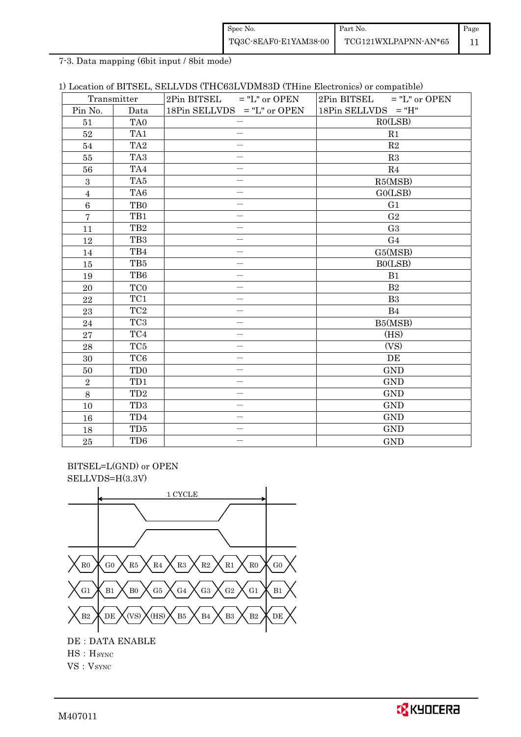7-3. Data mapping (6bit input / 8bit mode)

1) Location of BITSEL, SELLVDS (THC63LVDM83D (THine Electronics) or compatible)

| Transmitter | | 2Pin BITSEL = "L" or OPEN | 2Pin BITSEL = "L" or OPEN |
|---|---|---|---|
| Pin No. | Data | 18Pin SELLVDS = "L" or OPEN | 18Pin SELLVDS = "H" |
| 51 | TA0 | — | R0(LSB) |
| 52 | TA1 | — | R1 |
| 54 | TA2 | — | R2 |
| 55 | TA3 | — | R3 |
| 56 | TA4 | — | R4 |
| 3 | TA5 | — | R5(MSB) |
| 4 | TA6 | — | G0(LSB) |
| 6 | TB0 | — | G1 |
| 7 | TB1 | — | G2 |
| 11 | TB2 | — | G3 |
| 12 | TB3 | — | G4 |
| 14 | TB4 | — | G5(MSB) |
| 15 | TB5 | — | B0(LSB) |
| 19 | TB6 | — | B1 |
| 20 | TC0 | — | B2 |
| 22 | TC1 | — | B3 |
| 23 | TC2 | — | B4 |
| 24 | TC3 | — | B5(MSB) |
| 27 | TC4 | — | (HS) |
| 28 | TC5 | — | (VS) |
| 30 | TC6 | — | DE |
| 50 | TD0 | — | GND |
| 2 | TD1 | — | GND |
| 8 | TD2 | — | GND |
| 10 | TD3 | — | GND |
| 16 | TD4 | — | GND |
| 18 | TD5 | — | GND |
| 25 | TD6 | — | GND |

BITSEL=L(GND) or OPEN
SELLVDS=H(3.3V)

1 CYCLE

R0 | G0 | R5 | R4 | R3 | R2 | R1 | R0 | G0

G1 | B1 | B0 | G5 | G4 | G3 | G2 | G1 | B1

B2 | DE | (VS) | (HS) | B5 | B4 | B3 | B2 | DE

DE : DATA ENABLE
HS : $H_{SYNC}$
VS : $V_{SYNC}$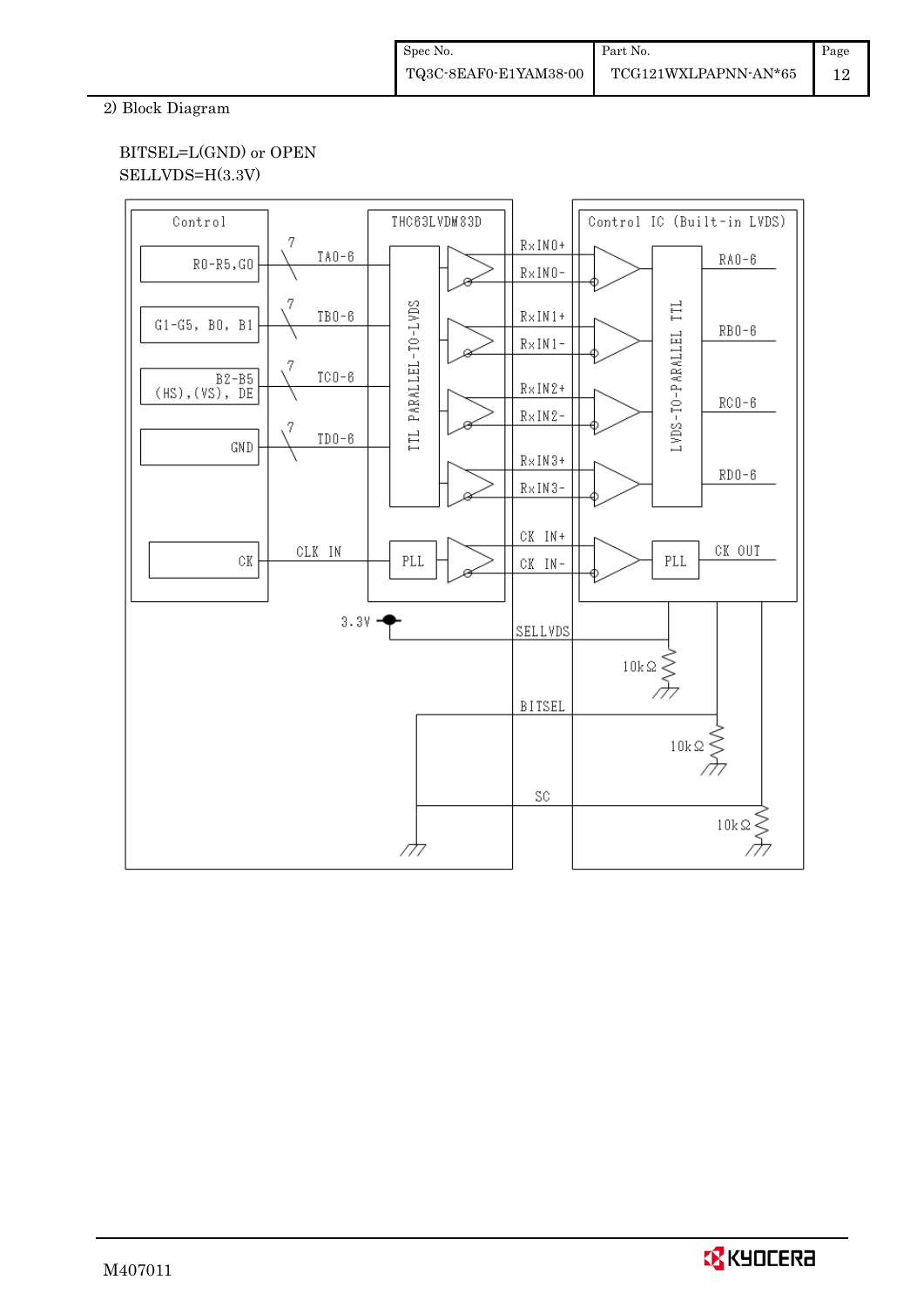2) Block Diagram

BITSEL=L(GND) or OPEN
SELLVDS=H(3.3V)

Control

R0-R5,G0

G1-G5, B0, B1

B2-B5
(HS),(VS), DE

GND

CK

7 TA0-6

7 TB0-6

7 TC0-6

7 TD0-6

CLK IN

THC63LVDM83D

TTL PARALLEL-TO-LVDS

PLL

RxIN0+
RxIN0-
RxIN1+
RxIN1-
RxIN2+
RxIN2-
RxIN3+
RxIN3-
CK IN+
CK IN-

Control IC (Built-in LVDS)

LVDS-TO-PARALLEL TTL

PLL

RA0-6
RB0-6
RC0-6
RD0-6
CK OUT

3.3V

SELLVDS
10kΩ

BITSEL
10kΩ

SC
10kΩ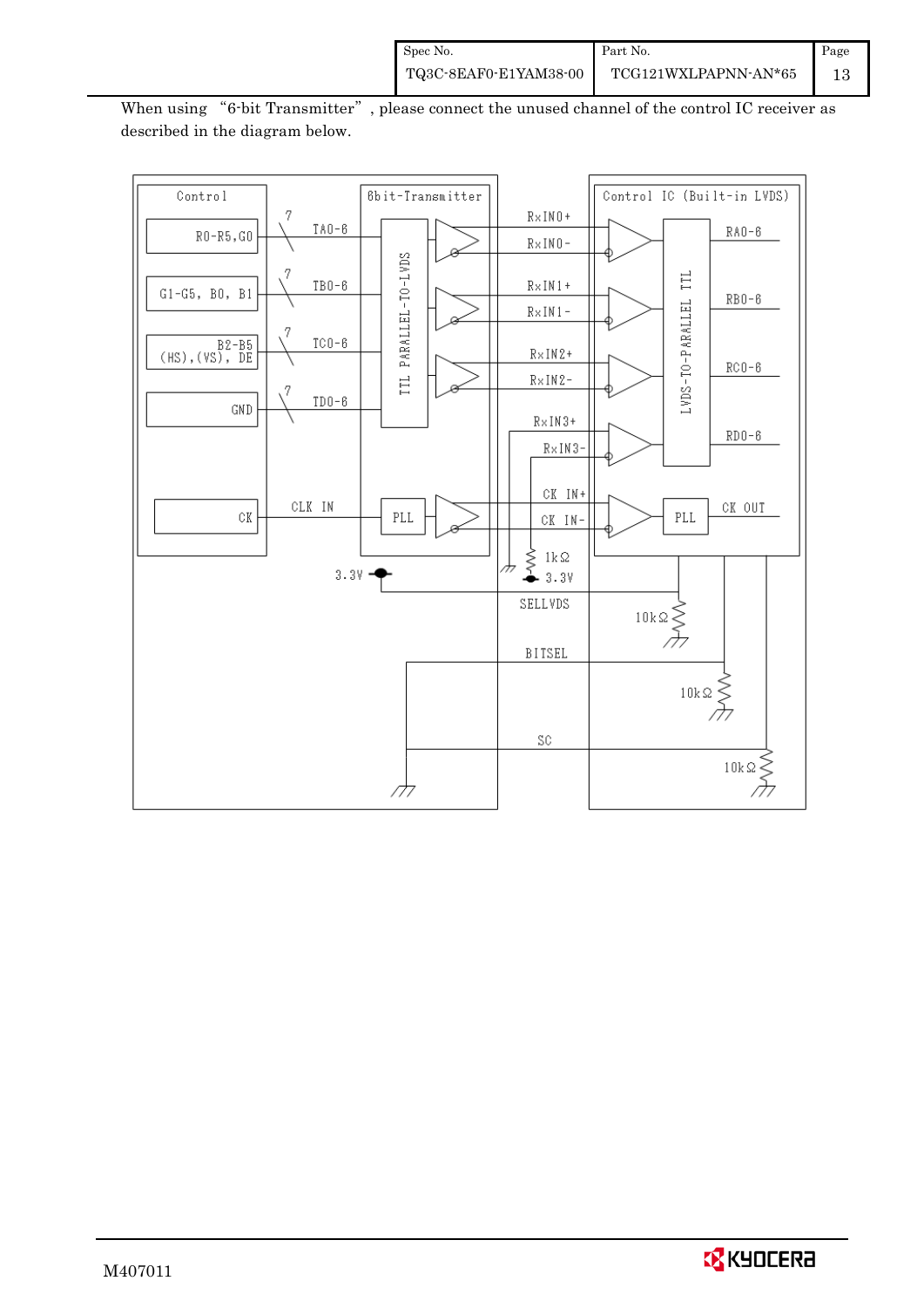When using "6-bit Transmitter", please connect the unused channel of the control IC receiver as described in the diagram below.

Control | 6bit-Transmitter | Control IC (Built-in LVDS)

R0-R5, G0 — 7 — TA0-6 — RxIN0+ / RxIN0- — RA0-6

G1-G5, B0, B1 — 7 — TB0-6 — RxIN1+ / RxIN1- — RB0-6

B2-B5 (HS), (VS), DE — 7 — TC0-6 — RxIN2+ / RxIN2- — RC0-6

GND — 7 — TD0-6 — RxIN3+ / RxIN3- — RD0-6

CK — CLK IN — PLL — CK IN+ / CK IN- — PLL — CK OUT

TTL PARALLEL-TO-LVDS

LVDS-TO-PARALLEL TTL

1kΩ, 3.3V

3.3V

SELLVDS — 10kΩ

BITSEL — 10kΩ

SC — 10kΩ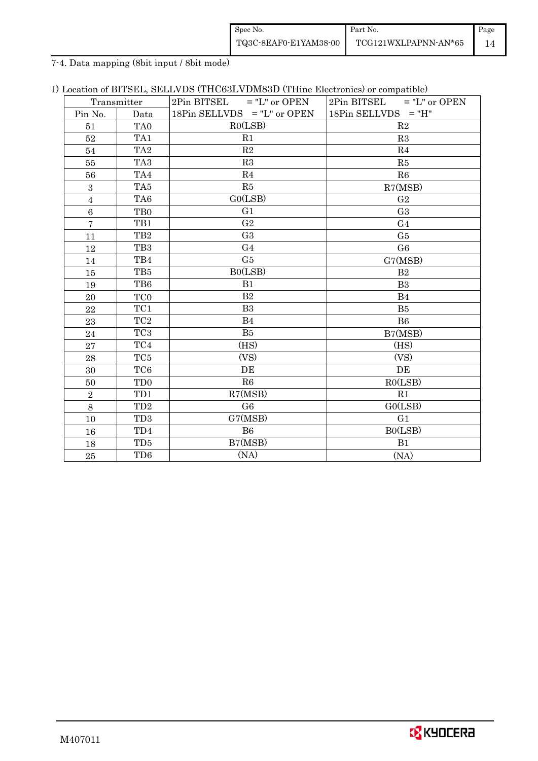7-4. Data mapping (8bit input / 8bit mode)

1) Location of BITSEL, SELLVDS (THC63LVDM83D (THine Electronics) or compatible)

| Transmitter | | 2Pin BITSEL = "L" or OPEN<br>18Pin SELLVDS = "L" or OPEN | 2Pin BITSEL = "L" or OPEN<br>18Pin SELLVDS = "H" |
|---|---|---|---|
| Pin No. | Data | | |
| 51 | TA0 | R0(LSB) | R2 |
| 52 | TA1 | R1 | R3 |
| 54 | TA2 | R2 | R4 |
| 55 | TA3 | R3 | R5 |
| 56 | TA4 | R4 | R6 |
| 3 | TA5 | R5 | R7(MSB) |
| 4 | TA6 | G0(LSB) | G2 |
| 6 | TB0 | G1 | G3 |
| 7 | TB1 | G2 | G4 |
| 11 | TB2 | G3 | G5 |
| 12 | TB3 | G4 | G6 |
| 14 | TB4 | G5 | G7(MSB) |
| 15 | TB5 | B0(LSB) | B2 |
| 19 | TB6 | B1 | B3 |
| 20 | TC0 | B2 | B4 |
| 22 | TC1 | B3 | B5 |
| 23 | TC2 | B4 | B6 |
| 24 | TC3 | B5 | B7(MSB) |
| 27 | TC4 | (HS) | (HS) |
| 28 | TC5 | (VS) | (VS) |
| 30 | TC6 | DE | DE |
| 50 | TD0 | R6 | R0(LSB) |
| 2 | TD1 | R7(MSB) | R1 |
| 8 | TD2 | G6 | G0(LSB) |
| 10 | TD3 | G7(MSB) | G1 |
| 16 | TD4 | B6 | B0(LSB) |
| 18 | TD5 | B7(MSB) | B1 |
| 25 | TD6 | (NA) | (NA) |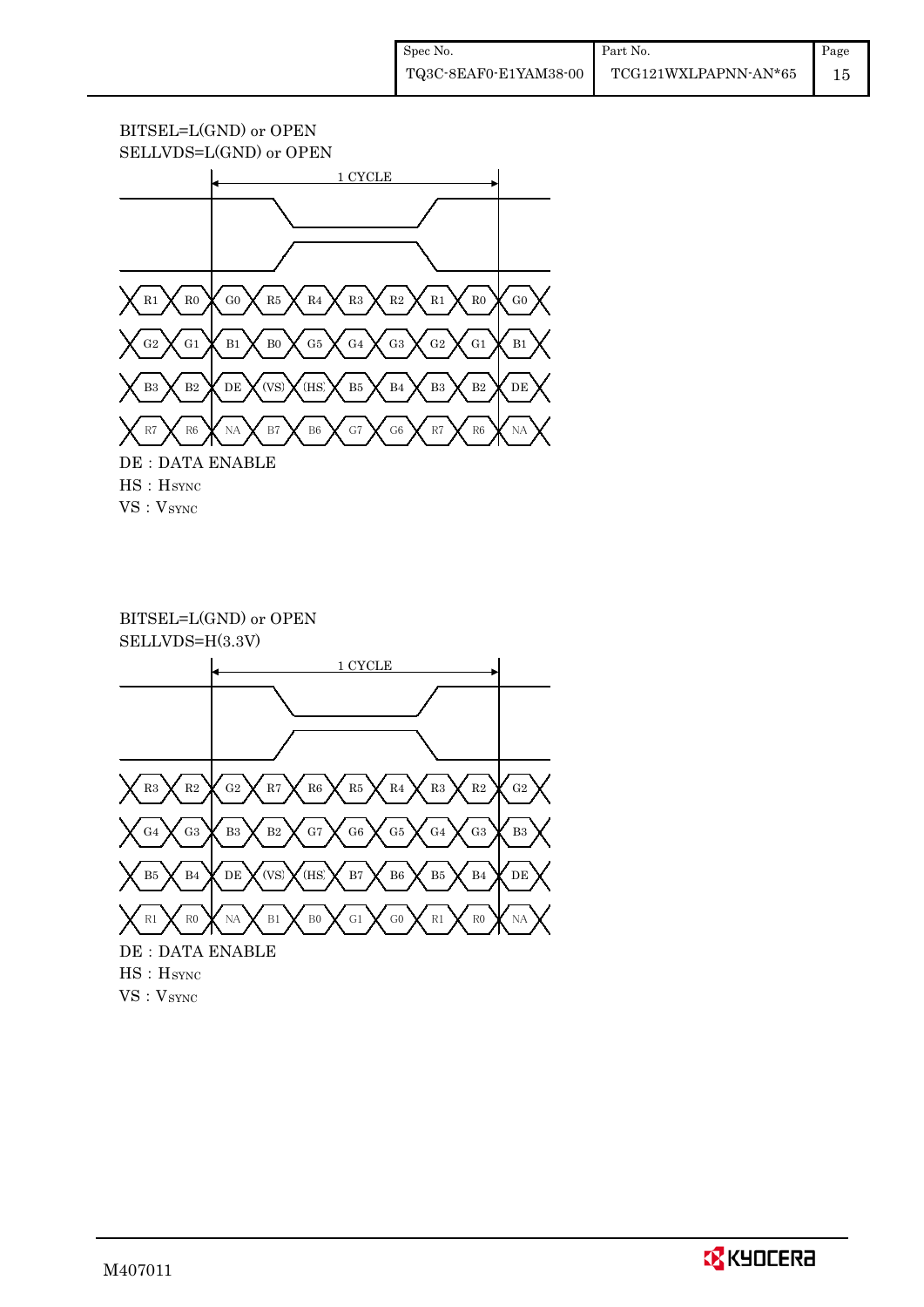BITSEL=L(GND) or OPEN
SELLVDS=L(GND) or OPEN

1 CYCLE

| R1 | R0 | G0 | R5 | R4 | R3 | R2 | R1 | R0 | G0 |
|---|---|---|---|---|---|---|---|---|---|
| G2 | G1 | B1 | B0 | G5 | G4 | G3 | G2 | G1 | B1 |
| B3 | B2 | DE | (VS) | (HS) | B5 | B4 | B3 | B2 | DE |
| R7 | R6 | NA | B7 | B6 | G7 | G6 | R7 | R6 | NA |

DE : DATA ENABLE
HS : $H_{SYNC}$
VS : $V_{SYNC}$

BITSEL=L(GND) or OPEN
SELLVDS=H(3.3V)

1 CYCLE

| R3 | R2 | G2 | R7 | R6 | R5 | R4 | R3 | R2 | G2 |
|---|---|---|---|---|---|---|---|---|---|
| G4 | G3 | B3 | B2 | G7 | G6 | G5 | G4 | G3 | B3 |
| B5 | B4 | DE | (VS) | (HS) | B7 | B6 | B5 | B4 | DE |
| R1 | R0 | NA | B1 | B0 | G1 | G0 | R1 | R0 | NA |

DE : DATA ENABLE
HS : $H_{SYNC}$
VS : $V_{SYNC}$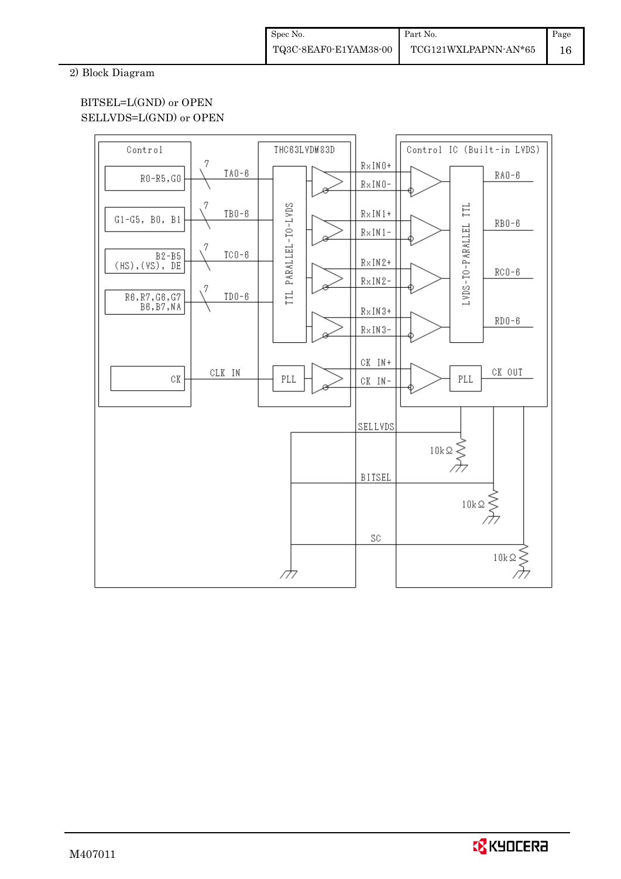2) Block Diagram

BITSEL=L(GND) or OPEN
SELLVDS=L(GND) or OPEN

Control

R0-R5,G0

G1-G5, B0, B1

B2-B5 (HS),(VS), DE

R6,R7,G6,G7 B6,B7,NA

CK

7 TA0-6

7 TB0-6

7 TC0-6

7 TD0-6

CLK IN

THC63LVDM83D

TTL PARALLEL-TO-LVDS

PLL

RxIN0+
RxIN0-
RxIN1+
RxIN1-
RxIN2+
RxIN2-
RxIN3+
RxIN3-
CK IN+
CK IN-

Control IC (Built-in LVDS)

LVDS-TO-PARALLEL TTL

PLL

RA0-6

RB0-6

RC0-6

RD0-6

CK OUT

SELLVDS

10kΩ

BITSEL

10kΩ

SC

10kΩ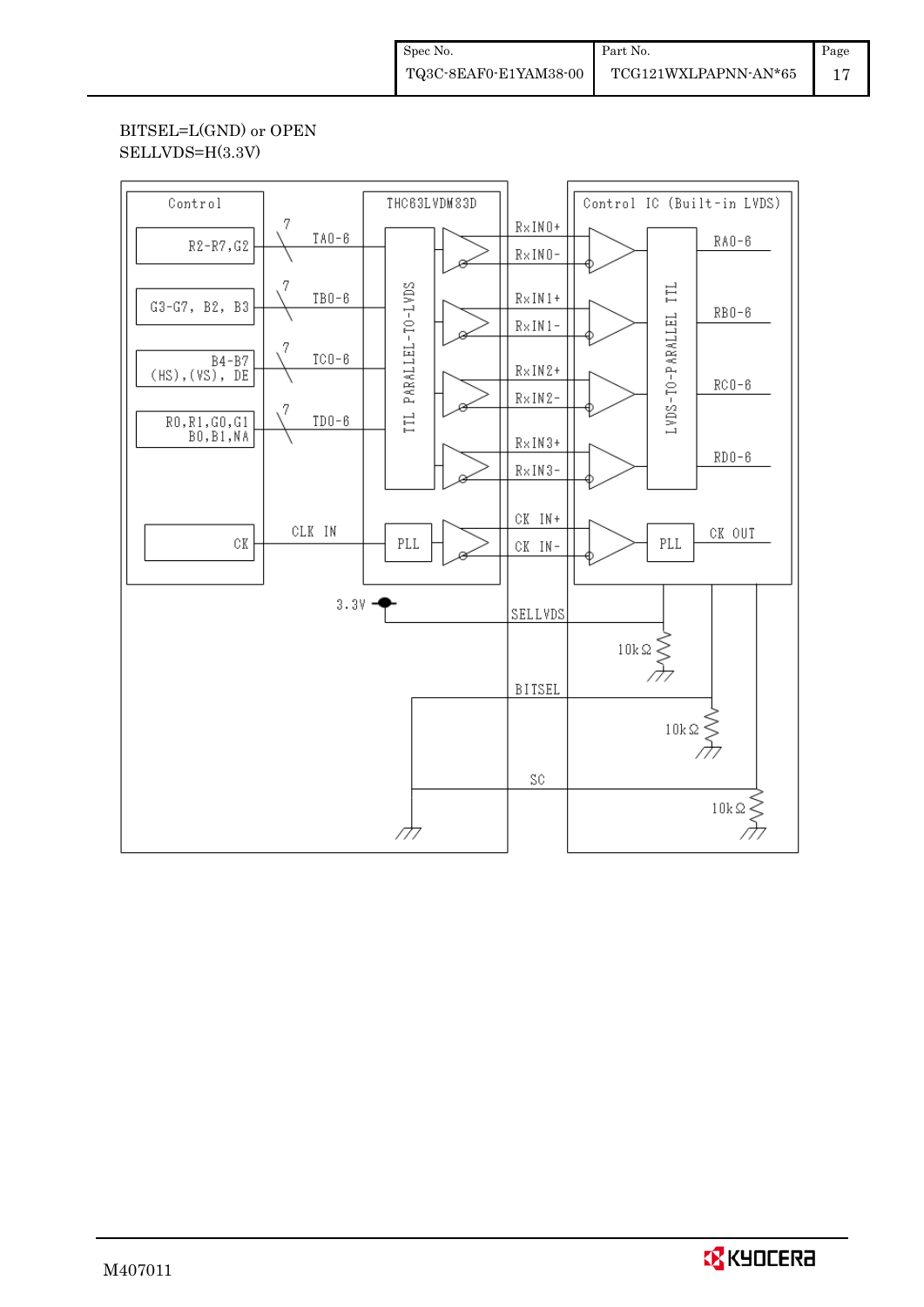BITSEL=L(GND) or OPEN
SELLVDS=H(3.3V)

Control

R2-R7,G2

G3-G7, B2, B3

B4-B7 (HS),(VS), DE

R0,R1,G0,G1 B0,B1,NA

CK

7 TA0-6

7 TB0-6

7 TC0-6

7 TD0-6

CLK IN

THC63LVDM83D

TTL PARALLEL-TO-LVDS

PLL

RxIN0+
RxIN0-
RxIN1+
RxIN1-
RxIN2+
RxIN2-
RxIN3+
RxIN3-
CK IN+
CK IN-

Control IC (Built-in LVDS)

LVDS-TO-PARALLEL TTL

RA0-6

RB0-6

RC0-6

RD0-6

PLL

CK OUT

3.3V

SELLVDS

10kΩ

BITSEL

10kΩ

SC

10kΩ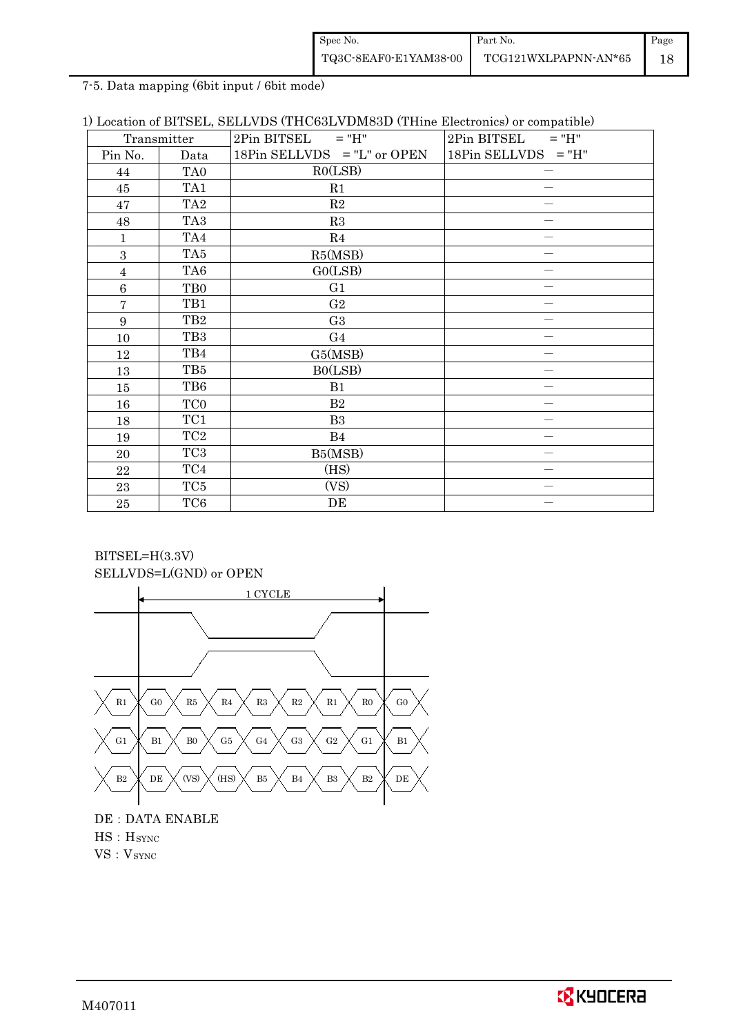7-5. Data mapping (6bit input / 6bit mode)

1) Location of BITSEL, SELLVDS (THC63LVDM83D (THine Electronics) or compatible)

| Transmitter | | 2Pin BITSEL = "H"<br>18Pin SELLVDS = "L" or OPEN | 2Pin BITSEL = "H"<br>18Pin SELLVDS = "H" |
|---|---|---|---|
| Pin No. | Data | | |
| 44 | TA0 | R0(LSB) | — |
| 45 | TA1 | R1 | — |
| 47 | TA2 | R2 | — |
| 48 | TA3 | R3 | — |
| 1 | TA4 | R4 | — |
| 3 | TA5 | R5(MSB) | — |
| 4 | TA6 | G0(LSB) | — |
| 6 | TB0 | G1 | — |
| 7 | TB1 | G2 | — |
| 9 | TB2 | G3 | — |
| 10 | TB3 | G4 | — |
| 12 | TB4 | G5(MSB) | — |
| 13 | TB5 | B0(LSB) | — |
| 15 | TB6 | B1 | — |
| 16 | TC0 | B2 | — |
| 18 | TC1 | B3 | — |
| 19 | TC2 | B4 | — |
| 20 | TC3 | B5(MSB) | — |
| 22 | TC4 | (HS) | — |
| 23 | TC5 | (VS) | — |
| 25 | TC6 | DE | — |

BITSEL=H(3.3V)
SELLVDS=L(GND) or OPEN

1 CYCLE

R1 | G0 | R5 | R4 | R3 | R2 | R1 | R0 | G0

G1 | B1 | B0 | G5 | G4 | G3 | G2 | G1 | B1

B2 | DE | (VS) | (HS) | B5 | B4 | B3 | B2 | DE

DE : DATA ENABLE
HS : $H_{SYNC}$
VS : $V_{SYNC}$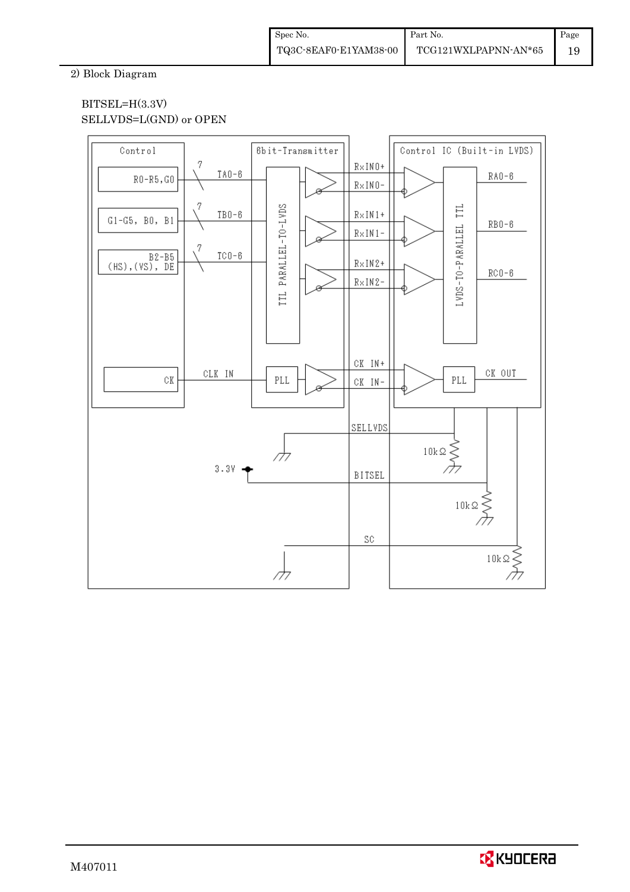2) Block Diagram

BITSEL=H(3.3V)
SELLVDS=L(GND) or OPEN

Control

R0-R5,G0

G1-G5, B0, B1

B2-B5 (HS),(VS), DE

CK

7 TA0-6

7 TB0-6

7 TC0-6

CLK IN

6bit-Transmitter

TTL PARALLEL-TO-LVDS

PLL

RxIN0+
RxIN0-
RxIN1+
RxIN1-
RxIN2+
RxIN2-

CK IN+
CK IN-

Control IC (Built-in LVDS)

LVDS-TO-PARALLEL TTL

PLL

RA0-6
RB0-6
RC0-6
CK OUT

SELLVDS

10kΩ

3.3V

BITSEL

10kΩ

SC

10kΩ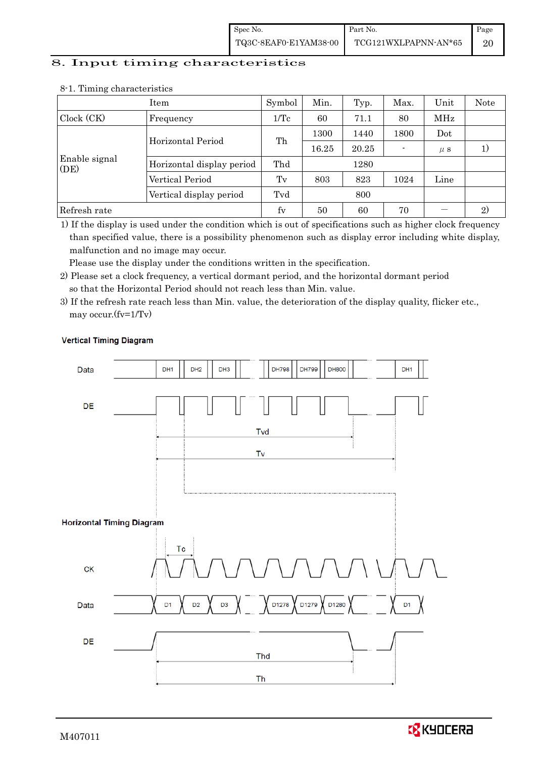# 8. Input timing characteristics

8-1. Timing characteristics

| Item | | Symbol | Min. | Typ. | Max. | Unit | Note |
|---|---|---|---|---|---|---|---|
| Clock (CK) | Frequency | 1/Tc | 60 | 71.1 | 80 | MHz | |
| Enable signal (DE) | Horizontal Period | Th | 1300 | 1440 | 1800 | Dot | |
| | | | 16.25 | 20.25 | - | μs | 1) |
| | Horizontal display period | Thd | | 1280 | | | |
| | Vertical Period | Tv | 803 | 823 | 1024 | Line | |
| | Vertical display period | Tvd | | 800 | | | |
| Refresh rate | | fv | 50 | 60 | 70 | — | 2) |

1) If the display is used under the condition which is out of specifications such as higher clock frequency than specified value, there is a possibility phenomenon such as display error including white display, malfunction and no image may occur.
   Please use the display under the conditions written in the specification.

2) Please set a clock frequency, a vertical dormant period, and the horizontal dormant period so that the Horizontal Period should not reach less than Min. value.

3) If the refresh rate reach less than Min. value, the deterioration of the display quality, flicker etc., may occur.($fv=1/Tv$)

**Vertical Timing Diagram**

Data: DH1, DH2, DH3, DH798, DH799, DH800, DH1

DE

Tvd

Tv

**Horizontal Timing Diagram**

Tc

CK

Data: D1, D2, D3, D1278, D1279, D1280, D1

DE

Thd

Th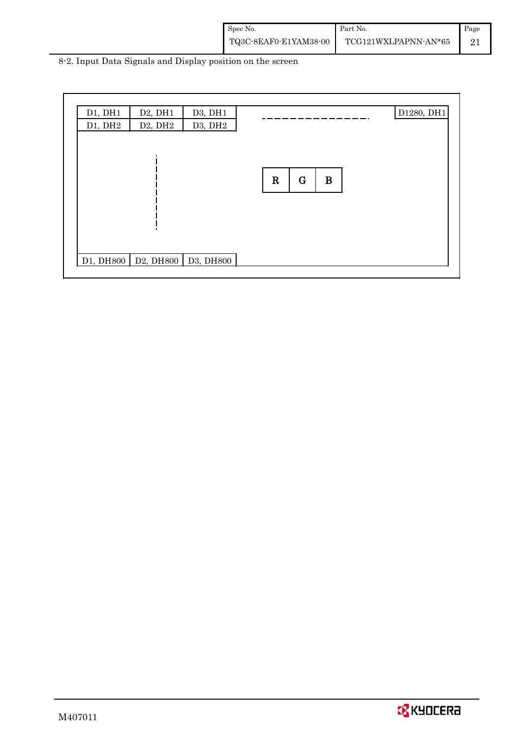8-2. Input Data Signals and Display position on the screen

| D1, DH1 | D2, DH1 | D3, DH1 | - - - - - - - - | D1280, DH1 |
|---|---|---|---|---|
| D1, DH2 | D2, DH2 | D3, DH2 | | |
| | ⋮ | | R G B | |
| D1, DH800 | D2, DH800 | D3, DH800 | | |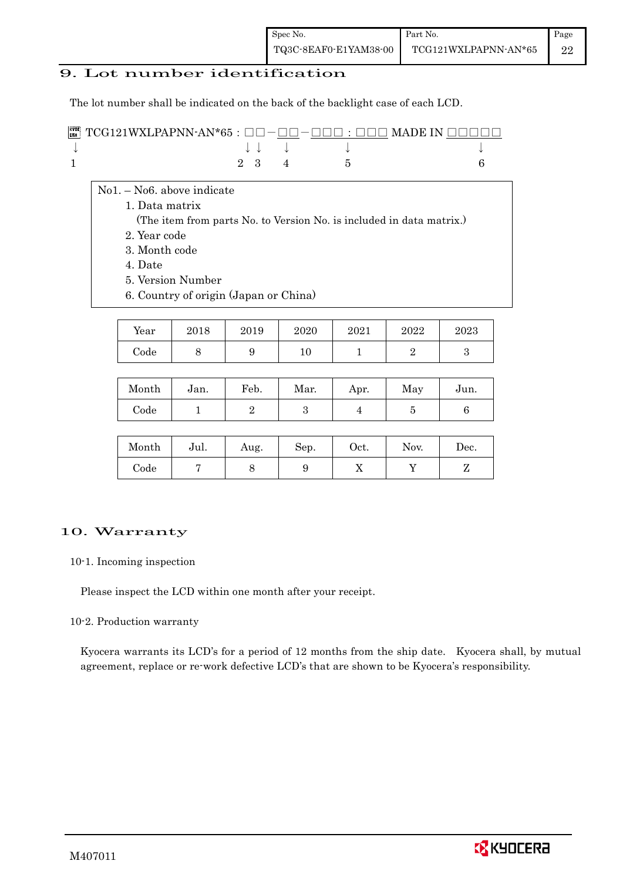## 9. Lot number identification

The lot number shall be indicated on the back of the backlight case of each LCD.

```
▦ TCG121WXLPAPNN-AN*65 : □□－□□－□□□ : □□□ MADE IN □□□□□
↓                        ↓ ↓  ↓       ↓                ↓
1                        2 3  4       5                6
```

No1. – No6. above indicate

1. Data matrix
   (The item from parts No. to Version No. is included in data matrix.)
2. Year code
3. Month code
4. Date
5. Version Number
6. Country of origin (Japan or China)

| Year | 2018 | 2019 | 2020 | 2021 | 2022 | 2023 |
|---|---|---|---|---|---|---|
| Code | 8 | 9 | 10 | 1 | 2 | 3 |

| Month | Jan. | Feb. | Mar. | Apr. | May | Jun. |
|---|---|---|---|---|---|---|
| Code | 1 | 2 | 3 | 4 | 5 | 6 |

| Month | Jul. | Aug. | Sep. | Oct. | Nov. | Dec. |
|---|---|---|---|---|---|---|
| Code | 7 | 8 | 9 | X | Y | Z |

## 10. Warranty

### 10-1. Incoming inspection

Please inspect the LCD within one month after your receipt.

### 10-2. Production warranty

Kyocera warrants its LCD's for a period of 12 months from the ship date. Kyocera shall, by mutual agreement, replace or re-work defective LCD's that are shown to be Kyocera's responsibility.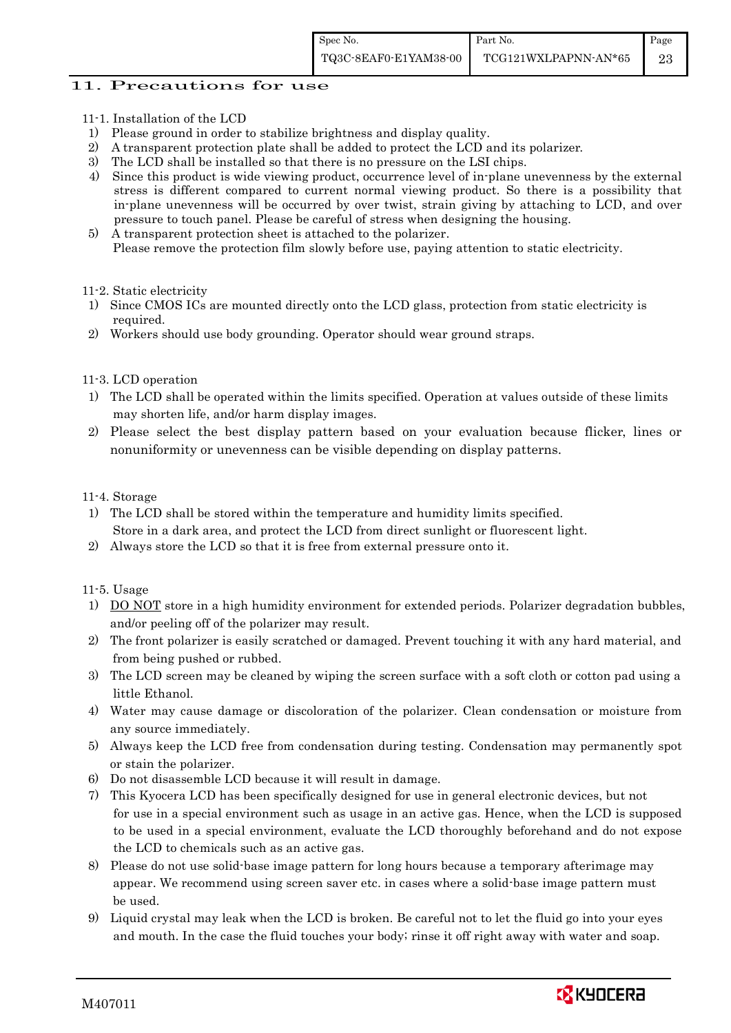# 11. Precautions for use

11-1. Installation of the LCD

1) Please ground in order to stabilize brightness and display quality.
2) A transparent protection plate shall be added to protect the LCD and its polarizer.
3) The LCD shall be installed so that there is no pressure on the LSI chips.
4) Since this product is wide viewing product, occurrence level of in-plane unevenness by the external stress is different compared to current normal viewing product. So there is a possibility that in-plane unevenness will be occurred by over twist, strain giving by attaching to LCD, and over pressure to touch panel. Please be careful of stress when designing the housing.
5) A transparent protection sheet is attached to the polarizer.
   Please remove the protection film slowly before use, paying attention to static electricity.

11-2. Static electricity

1) Since CMOS ICs are mounted directly onto the LCD glass, protection from static electricity is required.
2) Workers should use body grounding. Operator should wear ground straps.

11-3. LCD operation

1) The LCD shall be operated within the limits specified. Operation at values outside of these limits may shorten life, and/or harm display images.
2) Please select the best display pattern based on your evaluation because flicker, lines or nonuniformity or unevenness can be visible depending on display patterns.

11-4. Storage

1) The LCD shall be stored within the temperature and humidity limits specified.
   Store in a dark area, and protect the LCD from direct sunlight or fluorescent light.
2) Always store the LCD so that it is free from external pressure onto it.

11-5. Usage

1) DO NOT store in a high humidity environment for extended periods. Polarizer degradation bubbles, and/or peeling off of the polarizer may result.
2) The front polarizer is easily scratched or damaged. Prevent touching it with any hard material, and from being pushed or rubbed.
3) The LCD screen may be cleaned by wiping the screen surface with a soft cloth or cotton pad using a little Ethanol.
4) Water may cause damage or discoloration of the polarizer. Clean condensation or moisture from any source immediately.
5) Always keep the LCD free from condensation during testing. Condensation may permanently spot or stain the polarizer.
6) Do not disassemble LCD because it will result in damage.
7) This Kyocera LCD has been specifically designed for use in general electronic devices, but not for use in a special environment such as usage in an active gas. Hence, when the LCD is supposed to be used in a special environment, evaluate the LCD thoroughly beforehand and do not expose the LCD to chemicals such as an active gas.
8) Please do not use solid-base image pattern for long hours because a temporary afterimage may appear. We recommend using screen saver etc. in cases where a solid-base image pattern must be used.
9) Liquid crystal may leak when the LCD is broken. Be careful not to let the fluid go into your eyes and mouth. In the case the fluid touches your body; rinse it off right away with water and soap.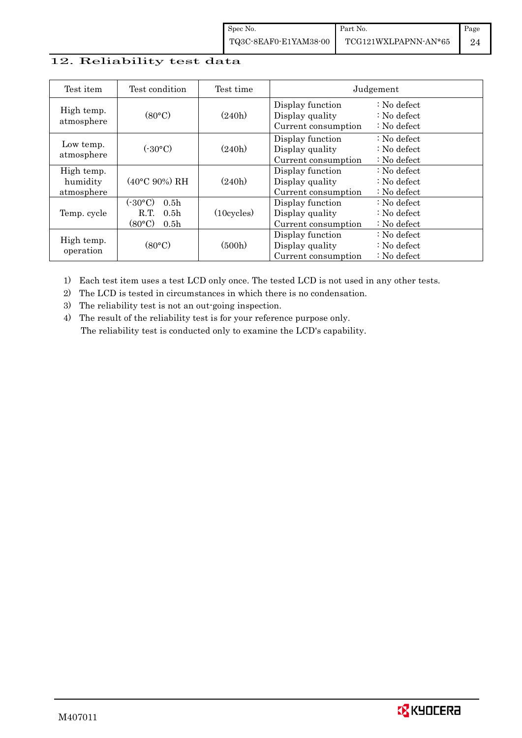## 12. Reliability test data

| Test item | Test condition | Test time | Judgement |
|---|---|---|---|
| High temp. atmosphere | (80°C) | (240h) | Display function : No defect<br>Display quality : No defect<br>Current consumption : No defect |
| Low temp. atmosphere | (-30°C) | (240h) | Display function : No defect<br>Display quality : No defect<br>Current consumption : No defect |
| High temp. humidity atmosphere | (40°C 90%) RH | (240h) | Display function : No defect<br>Display quality : No defect<br>Current consumption : No defect |
| Temp. cycle | (-30°C) 0.5h<br>R.T. 0.5h<br>(80°C) 0.5h | (10cycles) | Display function : No defect<br>Display quality : No defect<br>Current consumption : No defect |
| High temp. operation | (80°C) | (500h) | Display function : No defect<br>Display quality : No defect<br>Current consumption : No defect |

1) Each test item uses a test LCD only once. The tested LCD is not used in any other tests.
2) The LCD is tested in circumstances in which there is no condensation.
3) The reliability test is not an out-going inspection.
4) The result of the reliability test is for your reference purpose only.
   The reliability test is conducted only to examine the LCD's capability.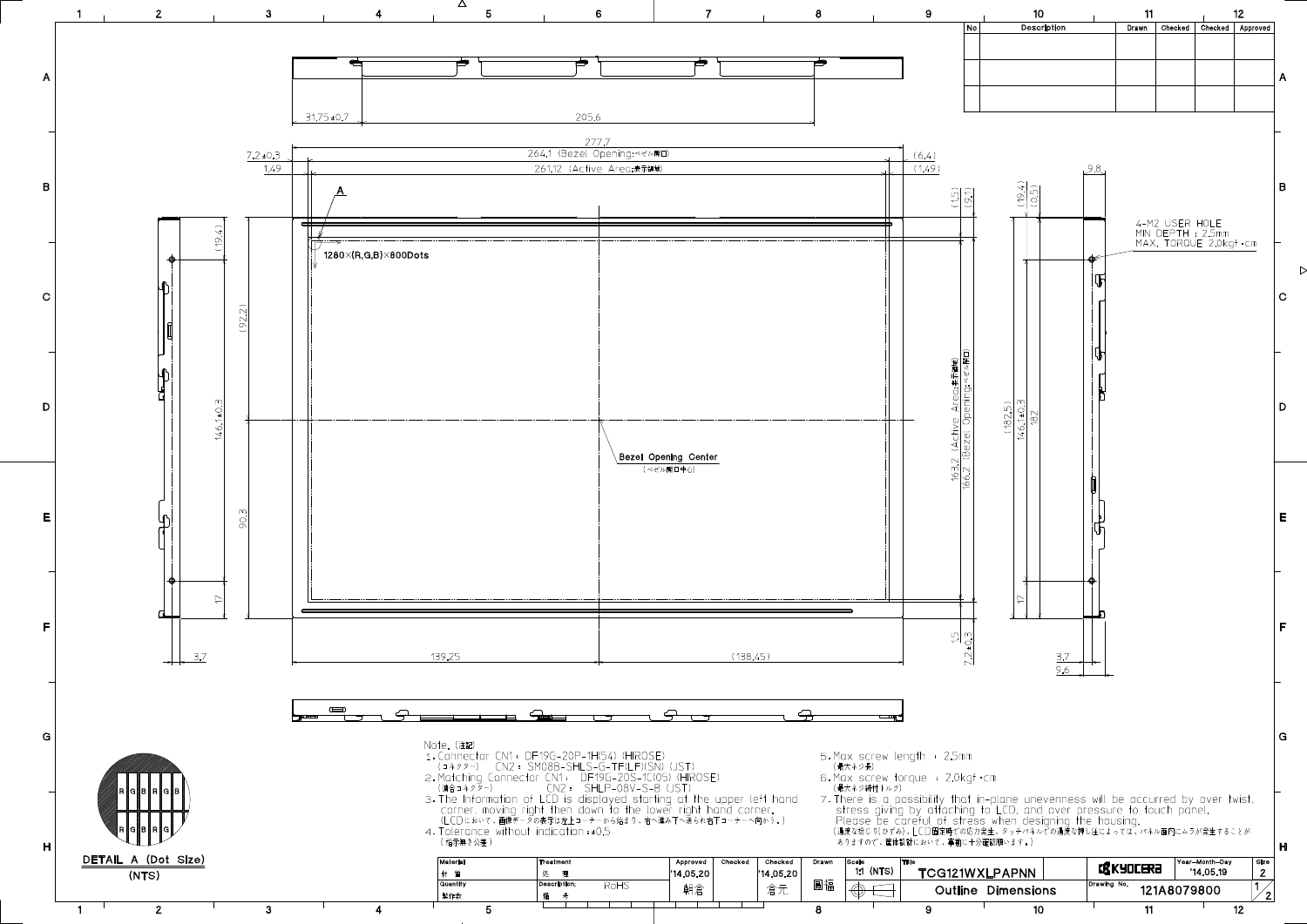Note.（注記）

1. Connector CN1 : DF19G-20P-1H(54) (HIROSE)
   （コネクター） CN2 : SM08B-SHLS-G-TF(LF)(SN) (JST)
2. Matching Connector CN1 : DF19G-20S-1C(05) (HIROSE)
   （適合コネクター） CN2 : SHLP-08V-S-B (JST)
3. The information of LCD is displayed starting at the upper left hand corner, moving right then down to the lower right hand corner.
   （LCDにおいて、画像データの表示は左上コーナーから始まり、右へ進み下へ送られ右下コーナーへ向かう。）
4. Tolerance without indication : ±0.5
   （指示無き公差）
5. Max screw length : 2.5mm
   （最大ネジ長）
6. Max screw torque : 2.0kgf・cm
   （最大ネジ締付トルク）
7. There is a possibility that in-plane unevenness will be occurred by over twist, stress giving by attaching to LCD, and over pressure to touch panel.
   Please be careful of stress when designing the housing.
   （過度な捻じり（ひずみ）、LCD固定時での応力発生、タッチパネルでの過度な押し圧によっては、パネル面内にムラが発生することがありますので、筐体設計において、事前に十分ご確認願います。）

DETAIL A (Dot Size)
(NTS)

4-M2 USER HOLE
MIN DEPTH : 2.5mm
MAX. TORQUE 2.0kgf・cm

1280×(R,G,B)×800Dots

Bezel Opening Center
（ベゼル開口中心）

277.7
264.1 (Bezel Opening:ベゼル開口)
261.12 (Active Area:表示領域)
163.2 (Active Area:表示領域)
166.2 (Bezel Opening:ベゼル開口)

| No | Description | Drawn | Checked | Checked | Approved |
|---|---|---|---|---|---|
| | | | | | |
| | | | | | |

| Material 材質 | Treatment 処理 | Approved | Checked | Checked | Drawn | Scale | Title | | Year-Month-Day | Size |
|---|---|---|---|---|---|---|---|---|---|---|
| | | '14.05.20 | | '14.05.20 | | 1:1 (NTS) | TCG121WXLPAPNN | KYOCERA | '14.05.19 | 2 |
| Quantity 製作数 | Description 備考 RoHS | 朝倉 | | 倉元 | 圖橋 | | Outline Dimensions | Drawing No. 121A8079800 | | 1/2 |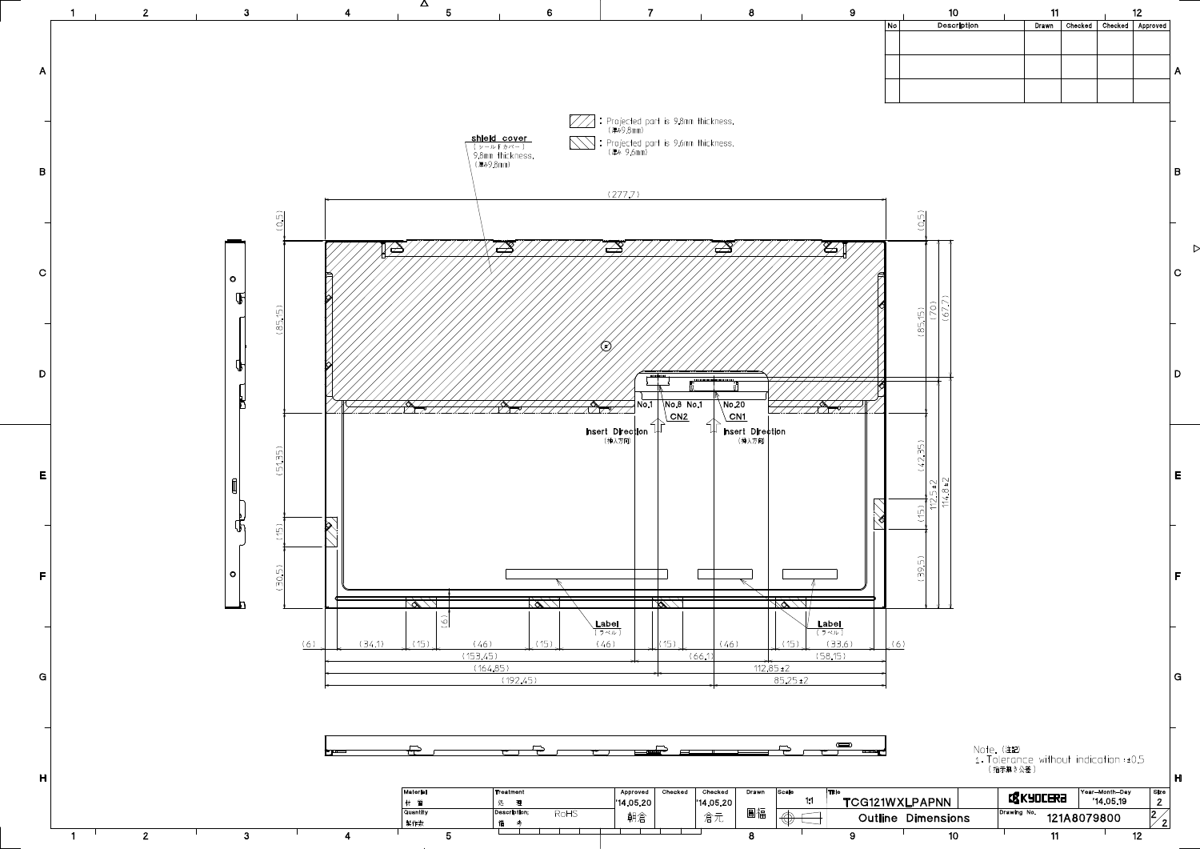| No | Description | Drawn | Checked | Checked | Approved |
|---|---|---|---|---|---|
| | | | | | |
| | | | | | |
| | | | | | |

: Projected part is 9.8mm thickness. (厚み9.8mm)

: Projected part is 9.6mm thickness. (厚み 9.6mm)

shield cover (シールドカバー) 9.8mm thickness. (厚み9.8mm)

(277.7)

(0.5) (85.15) (51.35) (15) (30.5)

(0.5) (85.15) (70) (67.7) (42.35) (15) (39.5) 112.5±2 114.8±2

No.1 No.8 No.1 No.20

CN2 CN1

Insert Direction (挿入方向)

Insert Direction (挿入方向)

Label (ラベル)

Label (ラベル)

(6)

(6) (34.1) (15) (46) (15) (46) (15) (46) (15) (33.6) (6)

(153.45) (66.1) (58.15)

(164.85) 112.85±2

(192.45) 85.25±2

Note. (注記)
1. Tolerance without indication : ±0.5
(指示無き公差)

| Material 材質 | Treatment 処理 | Approved '14.05.20 朝倉 | Checked | Checked '14.05.20 倉元 | Drawn 国福 | Scale 1:1 | Title TCG121WXLPAPNN Outline Dimensions | KYOCERA | Year-Month-Day '14.05.19 | Size 2 |
|---|---|---|---|---|---|---|---|---|---|---|
| Quantity 製作数 | Description; 備考 RoHS | | | | | | | Drawing No. 121A8079800 | | 2/2 |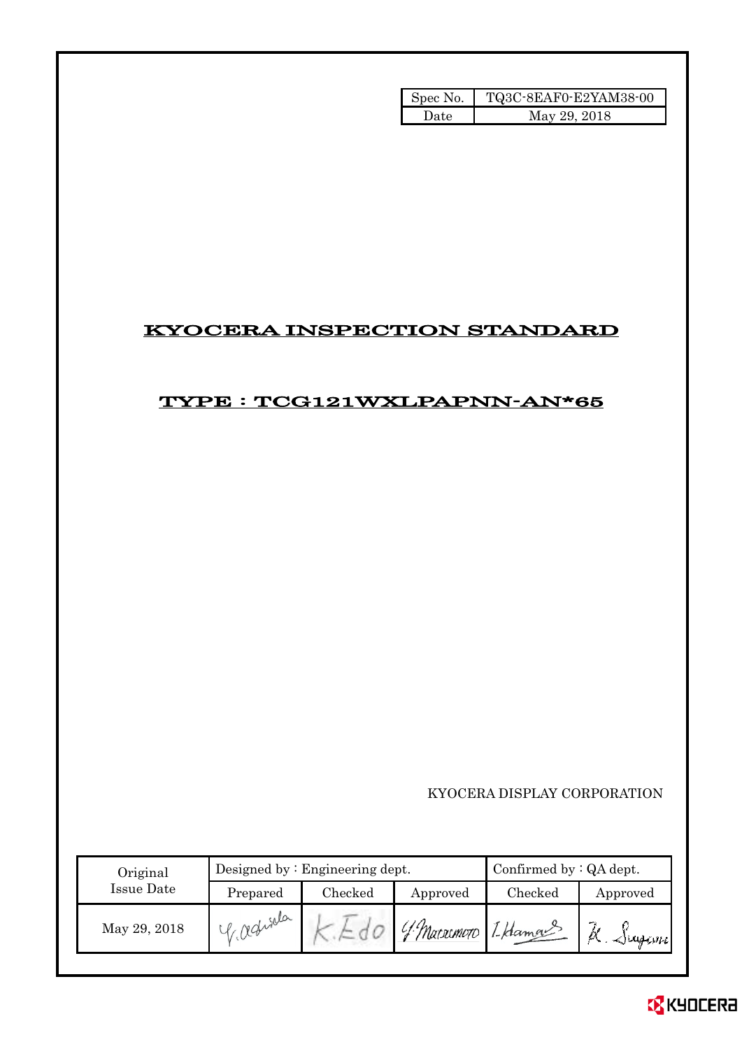| Spec No. | TQ3C-8EAF0-E2YAM38-00 |
|---|---|
| Date | May 29, 2018 |

# KYOCERA INSPECTION STANDARD

## TYPE : TCG121WXLPAPNN-AN*65

KYOCERA DISPLAY CORPORATION

| Original Issue Date | Designed by : Engineering dept. | | | Confirmed by : QA dept. | |
|---|---|---|---|---|---|
| | Prepared | Checked | Approved | Checked | Approved |
| May 29, 2018 | Y. Ashida | K. Edo | Y. Matsumoto | T. Hamada | K. Sugawa |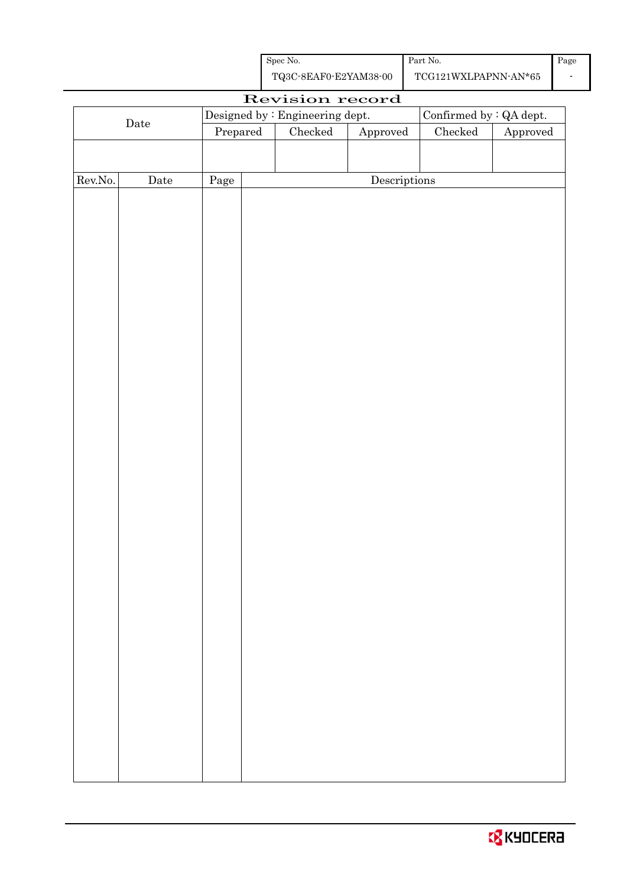| Spec No. | Part No. | Page |
|---|---|---|
| TQ3C-8EAF0-E2YAM38-00 | TCG121WXLPAPNN-AN*65 | - |

# Revision record

| Date | Designed by : Engineering dept. | | | Confirmed by : QA dept. | |
|---|---|---|---|---|---|
| | Prepared | Checked | Approved | Checked | Approved |
| | | | | | |

| Rev.No. | Date | Page | Descriptions |
|---|---|---|---|
| | | | |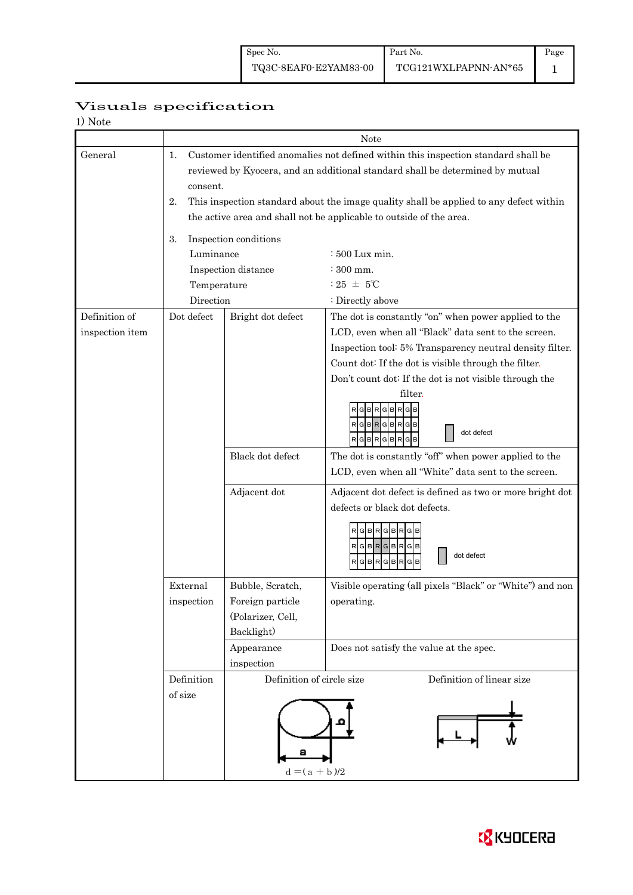| Spec No. | Part No. | Page |
|---|---|---|
| TQ3C-8EAF0-E2YAM83-00 | TCG121WXLPAPNN-AN*65 | 1 |

# Visuals specification

1) Note

| | Note | | |
|---|---|---|---|
| General | 1. Customer identified anomalies not defined within this inspection standard shall be reviewed by Kyocera, and an additional standard shall be determined by mutual consent.<br>2. This inspection standard about the image quality shall be applied to any defect within the active area and shall not be applicable to outside of the area.<br>3. Inspection conditions<br>Luminance : 500 Lux min.<br>Inspection distance : 300 mm.<br>Temperature : 25 ± 5℃<br>Direction : Directly above | | |
| Definition of inspection item | Dot defect | Bright dot defect | The dot is constantly "on" when power applied to the LCD, even when all "Black" data sent to the screen.<br>Inspection tool: 5% Transparency neutral density filter.<br>Count dot: If the dot is visible through the filter.<br>Don't count dot: If the dot is not visible through the filter.<br>(RGB dot diagram: dot defect) |
| | | Black dot defect | The dot is constantly "off" when power applied to the LCD, even when all "White" data sent to the screen. |
| | | Adjacent dot | Adjacent dot defect is defined as two or more bright dot defects or black dot defects.<br>(RGB dot diagram: dot defect) |
| | External inspection | Bubble, Scratch, Foreign particle (Polarizer, Cell, Backlight) | Visible operating (all pixels "Black" or "White") and non operating. |
| | | Appearance inspection | Does not satisfy the value at the spec. |
| | Definition of size | Definition of circle size: $d = (a + b)/2$ | Definition of linear size: L, W |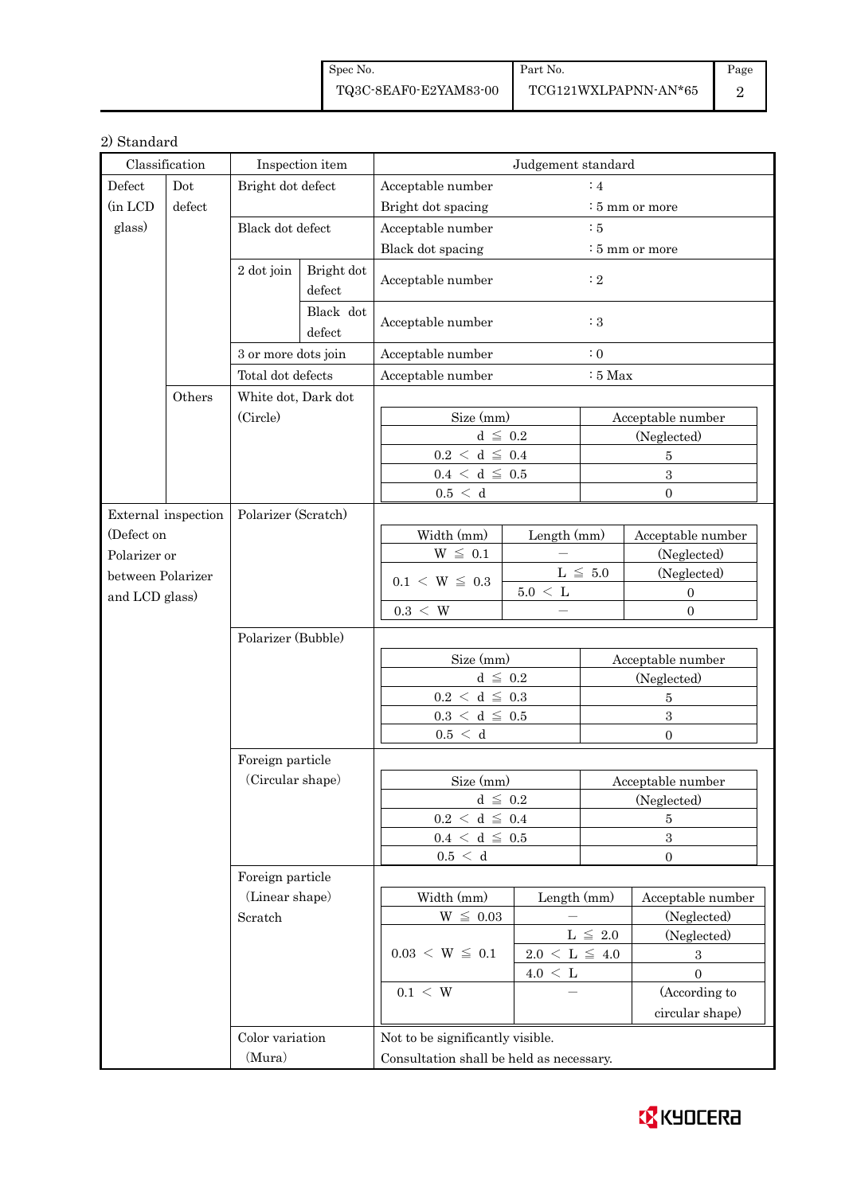2) Standard

| Classification | | Inspection item | | Judgement standard | |
|---|---|---|---|---|---|
| Defect (in LCD glass) | Dot defect | Bright dot defect | | Acceptable number<br>Bright dot spacing | : 4<br>: 5 mm or more |
| | | Black dot defect | | Acceptable number<br>Black dot spacing | : 5<br>: 5 mm or more |
| | | 2 dot join | Bright dot defect | Acceptable number | : 2 |
| | | | Black dot defect | Acceptable number | : 3 |
| | | 3 or more dots join | | Acceptable number | : 0 |
| | | Total dot defects | | Acceptable number | : 5 Max |
| | Others | White dot, Dark dot (Circle) | | see table below | |

**White dot, Dark dot (Circle)**

| Size (mm) | Acceptable number |
|---|---|
| d ≦ 0.2 | (Neglected) |
| 0.2 < d ≦ 0.4 | 5 |
| 0.4 < d ≦ 0.5 | 3 |
| 0.5 < d | 0 |

**External inspection (Defect on Polarizer or between Polarizer and LCD glass)**

Polarizer (Scratch)

| Width (mm) | Length (mm) | Acceptable number |
|---|---|---|
| W ≦ 0.1 | – | (Neglected) |
| 0.1 < W ≦ 0.3 | L ≦ 5.0 | (Neglected) |
| | 5.0 < L | 0 |
| 0.3 < W | – | 0 |

Polarizer (Bubble)

| Size (mm) | Acceptable number |
|---|---|
| d ≦ 0.2 | (Neglected) |
| 0.2 < d ≦ 0.3 | 5 |
| 0.3 < d ≦ 0.5 | 3 |
| 0.5 < d | 0 |

Foreign particle (Circular shape)

| Size (mm) | Acceptable number |
|---|---|
| d ≦ 0.2 | (Neglected) |
| 0.2 < d ≦ 0.4 | 5 |
| 0.4 < d ≦ 0.5 | 3 |
| 0.5 < d | 0 |

Foreign particle (Linear shape) Scratch

| Width (mm) | Length (mm) | Acceptable number |
|---|---|---|
| W ≦ 0.03 | – | (Neglected) |
| 0.03 < W ≦ 0.1 | L ≦ 2.0 | (Neglected) |
| | 2.0 < L ≦ 4.0 | 3 |
| | 4.0 < L | 0 |
| 0.1 < W | – | (According to circular shape) |

Color variation (Mura)

Not to be significantly visible.
Consultation shall be held as necessary.